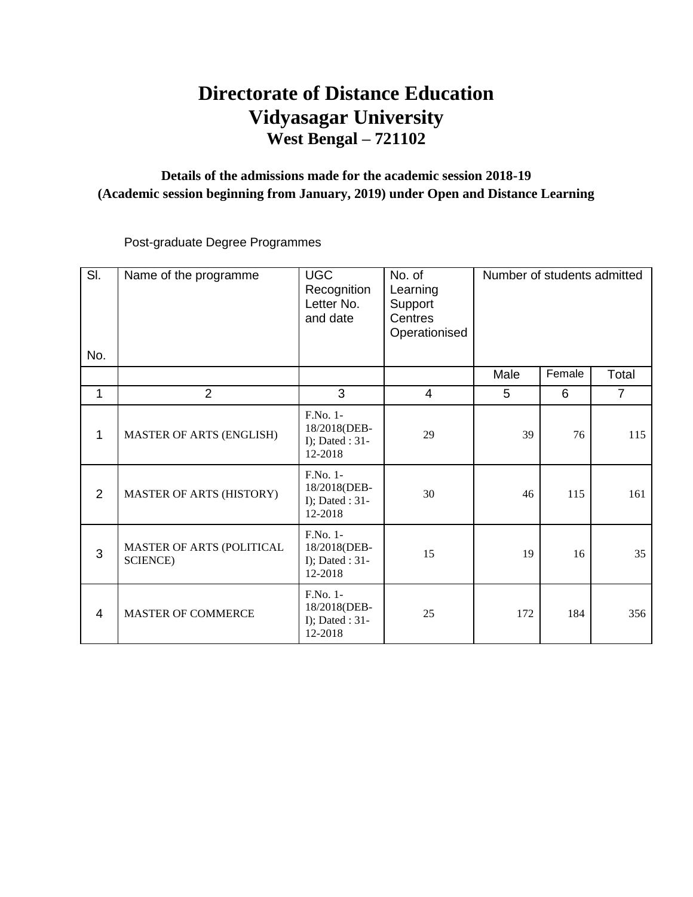# Directorate of Distance Education
# Vidyasagar University
## West Bengal – 721102

### Details of the admissions made for the academic session 2018-19
### (Academic session beginning from January, 2019) under Open and Distance Learning

Post-graduate Degree Programmes

| Sl. No. | Name of the programme | UGC Recognition Letter No. and date | No. of Learning Support Centres Operationised | Number of students admitted | | |
|---|---|---|---|---|---|---|
| | | | | Male | Female | Total |
| 1 | 2 | 3 | 4 | 5 | 6 | 7 |
| 1 | MASTER OF ARTS (ENGLISH) | F.No. 1-18/2018(DEB-I); Dated : 31-12-2018 | 29 | 39 | 76 | 115 |
| 2 | MASTER OF ARTS (HISTORY) | F.No. 1-18/2018(DEB-I); Dated : 31-12-2018 | 30 | 46 | 115 | 161 |
| 3 | MASTER OF ARTS (POLITICAL SCIENCE) | F.No. 1-18/2018(DEB-I); Dated : 31-12-2018 | 15 | 19 | 16 | 35 |
| 4 | MASTER OF COMMERCE | F.No. 1-18/2018(DEB-I); Dated : 31-12-2018 | 25 | 172 | 184 | 356 |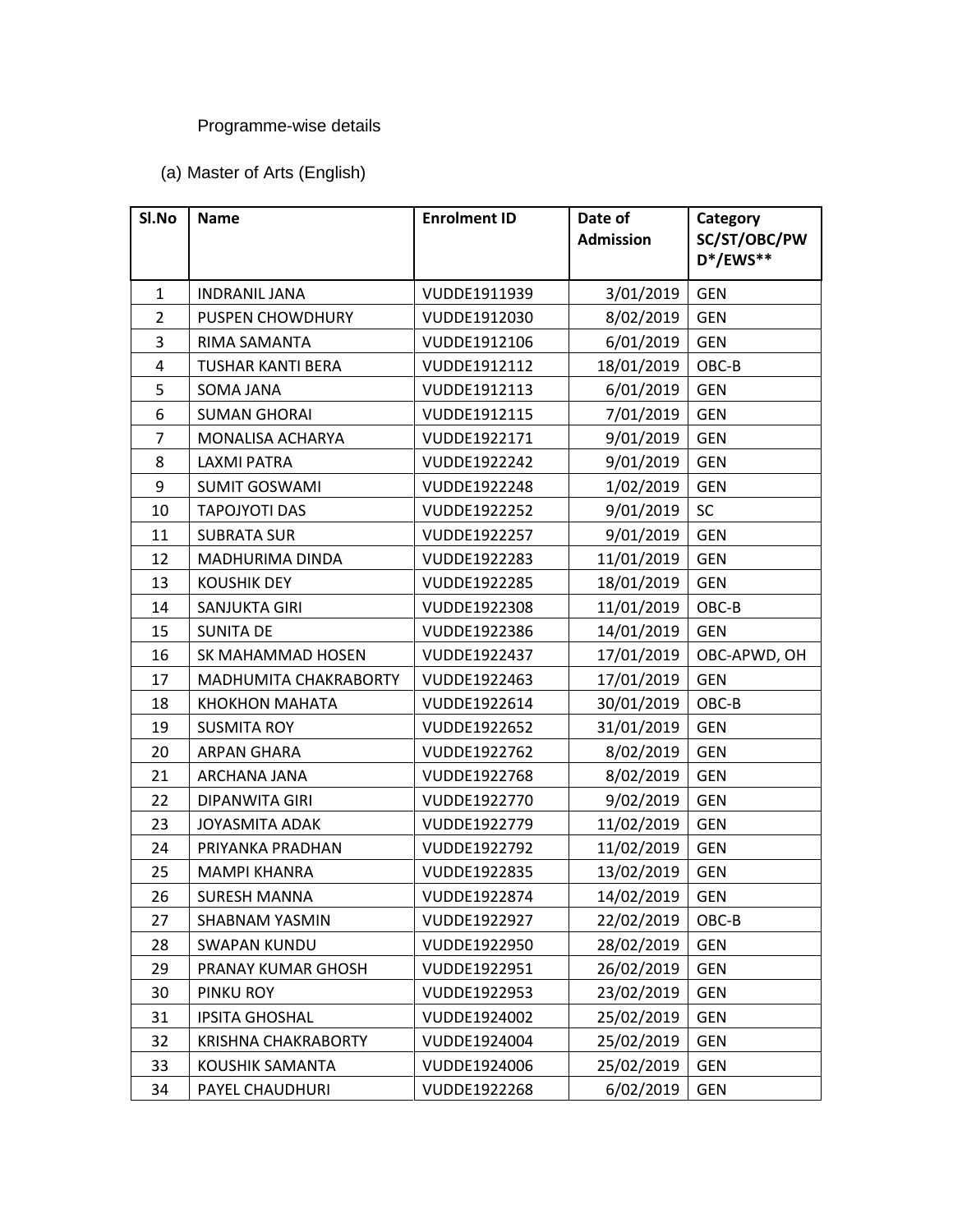Programme-wise details

(a) Master of Arts (English)

| Sl.No | Name | Enrolment ID | Date of Admission | Category SC/ST/OBC/PWD*/EWS** |
|---|---|---|---|---|
| 1 | INDRANIL JANA | VUDDE1911939 | 3/01/2019 | GEN |
| 2 | PUSPEN CHOWDHURY | VUDDE1912030 | 8/02/2019 | GEN |
| 3 | RIMA SAMANTA | VUDDE1912106 | 6/01/2019 | GEN |
| 4 | TUSHAR KANTI BERA | VUDDE1912112 | 18/01/2019 | OBC-B |
| 5 | SOMA JANA | VUDDE1912113 | 6/01/2019 | GEN |
| 6 | SUMAN GHORAI | VUDDE1912115 | 7/01/2019 | GEN |
| 7 | MONALISA ACHARYA | VUDDE1922171 | 9/01/2019 | GEN |
| 8 | LAXMI PATRA | VUDDE1922242 | 9/01/2019 | GEN |
| 9 | SUMIT GOSWAMI | VUDDE1922248 | 1/02/2019 | GEN |
| 10 | TAPOJYOTI DAS | VUDDE1922252 | 9/01/2019 | SC |
| 11 | SUBRATA SUR | VUDDE1922257 | 9/01/2019 | GEN |
| 12 | MADHURIMA DINDA | VUDDE1922283 | 11/01/2019 | GEN |
| 13 | KOUSHIK DEY | VUDDE1922285 | 18/01/2019 | GEN |
| 14 | SANJUKTA GIRI | VUDDE1922308 | 11/01/2019 | OBC-B |
| 15 | SUNITA DE | VUDDE1922386 | 14/01/2019 | GEN |
| 16 | SK MAHAMMAD HOSEN | VUDDE1922437 | 17/01/2019 | OBC-APWD, OH |
| 17 | MADHUMITA CHAKRABORTY | VUDDE1922463 | 17/01/2019 | GEN |
| 18 | KHOKHON MAHATA | VUDDE1922614 | 30/01/2019 | OBC-B |
| 19 | SUSMITA ROY | VUDDE1922652 | 31/01/2019 | GEN |
| 20 | ARPAN GHARA | VUDDE1922762 | 8/02/2019 | GEN |
| 21 | ARCHANA JANA | VUDDE1922768 | 8/02/2019 | GEN |
| 22 | DIPANWITA GIRI | VUDDE1922770 | 9/02/2019 | GEN |
| 23 | JOYASMITA ADAK | VUDDE1922779 | 11/02/2019 | GEN |
| 24 | PRIYANKA PRADHAN | VUDDE1922792 | 11/02/2019 | GEN |
| 25 | MAMPI KHANRA | VUDDE1922835 | 13/02/2019 | GEN |
| 26 | SURESH MANNA | VUDDE1922874 | 14/02/2019 | GEN |
| 27 | SHABNAM YASMIN | VUDDE1922927 | 22/02/2019 | OBC-B |
| 28 | SWAPAN KUNDU | VUDDE1922950 | 28/02/2019 | GEN |
| 29 | PRANAY KUMAR GHOSH | VUDDE1922951 | 26/02/2019 | GEN |
| 30 | PINKU ROY | VUDDE1922953 | 23/02/2019 | GEN |
| 31 | IPSITA GHOSHAL | VUDDE1924002 | 25/02/2019 | GEN |
| 32 | KRISHNA CHAKRABORTY | VUDDE1924004 | 25/02/2019 | GEN |
| 33 | KOUSHIK SAMANTA | VUDDE1924006 | 25/02/2019 | GEN |
| 34 | PAYEL CHAUDHURI | VUDDE1922268 | 6/02/2019 | GEN |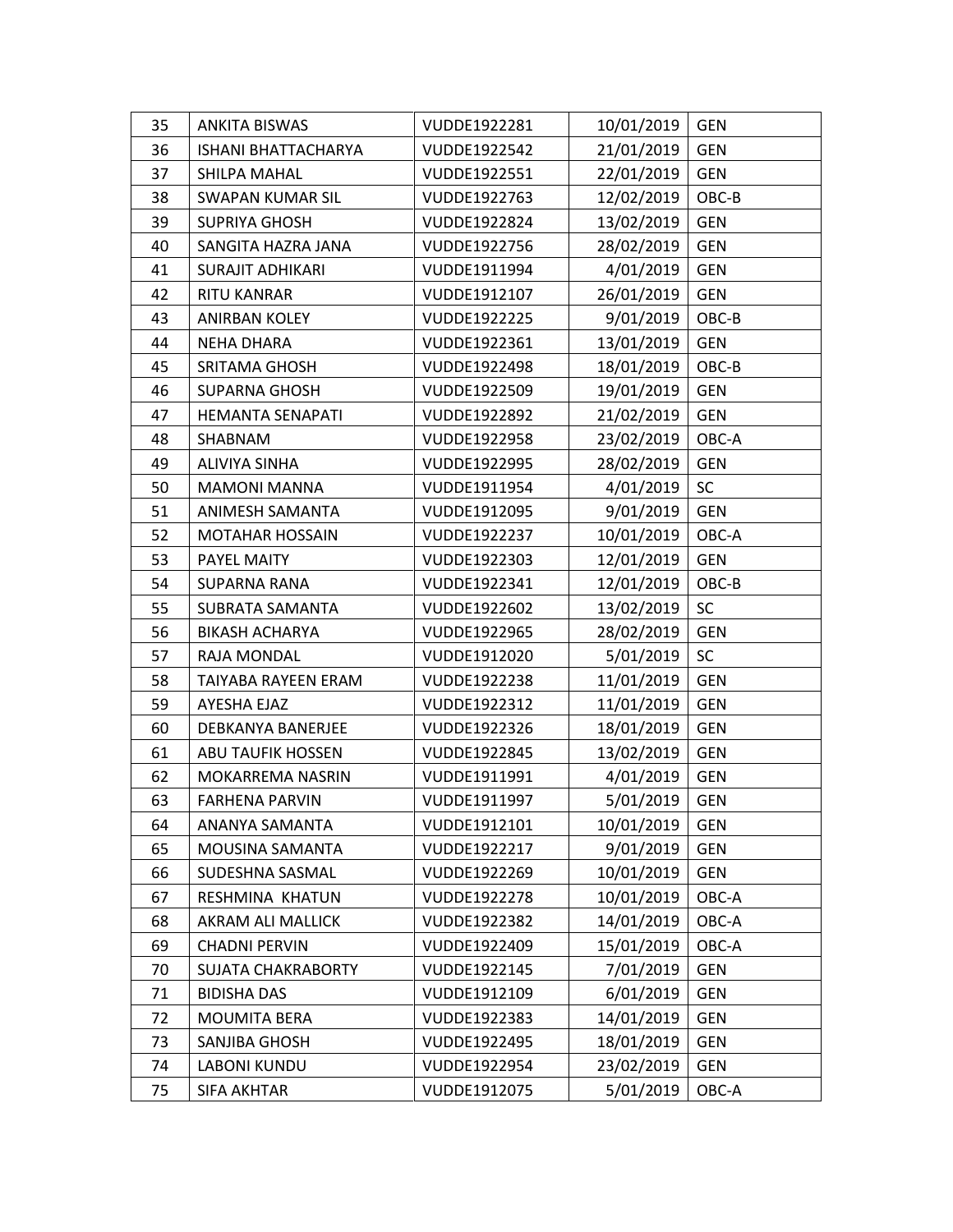| 35 | ANKITA BISWAS | VUDDE1922281 | 10/01/2019 | GEN |
|---|---|---|---|---|
| 36 | ISHANI BHATTACHARYA | VUDDE1922542 | 21/01/2019 | GEN |
| 37 | SHILPA MAHAL | VUDDE1922551 | 22/01/2019 | GEN |
| 38 | SWAPAN KUMAR SIL | VUDDE1922763 | 12/02/2019 | OBC-B |
| 39 | SUPRIYA GHOSH | VUDDE1922824 | 13/02/2019 | GEN |
| 40 | SANGITA HAZRA JANA | VUDDE1922756 | 28/02/2019 | GEN |
| 41 | SURAJIT ADHIKARI | VUDDE1911994 | 4/01/2019 | GEN |
| 42 | RITU KANRAR | VUDDE1912107 | 26/01/2019 | GEN |
| 43 | ANIRBAN KOLEY | VUDDE1922225 | 9/01/2019 | OBC-B |
| 44 | NEHA DHARA | VUDDE1922361 | 13/01/2019 | GEN |
| 45 | SRITAMA GHOSH | VUDDE1922498 | 18/01/2019 | OBC-B |
| 46 | SUPARNA GHOSH | VUDDE1922509 | 19/01/2019 | GEN |
| 47 | HEMANTA SENAPATI | VUDDE1922892 | 21/02/2019 | GEN |
| 48 | SHABNAM | VUDDE1922958 | 23/02/2019 | OBC-A |
| 49 | ALIVIYA SINHA | VUDDE1922995 | 28/02/2019 | GEN |
| 50 | MAMONI MANNA | VUDDE1911954 | 4/01/2019 | SC |
| 51 | ANIMESH SAMANTA | VUDDE1912095 | 9/01/2019 | GEN |
| 52 | MOTAHAR HOSSAIN | VUDDE1922237 | 10/01/2019 | OBC-A |
| 53 | PAYEL MAITY | VUDDE1922303 | 12/01/2019 | GEN |
| 54 | SUPARNA RANA | VUDDE1922341 | 12/01/2019 | OBC-B |
| 55 | SUBRATA SAMANTA | VUDDE1922602 | 13/02/2019 | SC |
| 56 | BIKASH ACHARYA | VUDDE1922965 | 28/02/2019 | GEN |
| 57 | RAJA MONDAL | VUDDE1912020 | 5/01/2019 | SC |
| 58 | TAIYABA RAYEEN ERAM | VUDDE1922238 | 11/01/2019 | GEN |
| 59 | AYESHA EJAZ | VUDDE1922312 | 11/01/2019 | GEN |
| 60 | DEBKANYA BANERJEE | VUDDE1922326 | 18/01/2019 | GEN |
| 61 | ABU TAUFIK HOSSEN | VUDDE1922845 | 13/02/2019 | GEN |
| 62 | MOKARREMA NASRIN | VUDDE1911991 | 4/01/2019 | GEN |
| 63 | FARHENA PARVIN | VUDDE1911997 | 5/01/2019 | GEN |
| 64 | ANANYA SAMANTA | VUDDE1912101 | 10/01/2019 | GEN |
| 65 | MOUSINA SAMANTA | VUDDE1922217 | 9/01/2019 | GEN |
| 66 | SUDESHNA SASMAL | VUDDE1922269 | 10/01/2019 | GEN |
| 67 | RESHMINA KHATUN | VUDDE1922278 | 10/01/2019 | OBC-A |
| 68 | AKRAM ALI MALLICK | VUDDE1922382 | 14/01/2019 | OBC-A |
| 69 | CHADNI PERVIN | VUDDE1922409 | 15/01/2019 | OBC-A |
| 70 | SUJATA CHAKRABORTY | VUDDE1922145 | 7/01/2019 | GEN |
| 71 | BIDISHA DAS | VUDDE1912109 | 6/01/2019 | GEN |
| 72 | MOUMITA BERA | VUDDE1922383 | 14/01/2019 | GEN |
| 73 | SANJIBA GHOSH | VUDDE1922495 | 18/01/2019 | GEN |
| 74 | LABONI KUNDU | VUDDE1922954 | 23/02/2019 | GEN |
| 75 | SIFA AKHTAR | VUDDE1912075 | 5/01/2019 | OBC-A |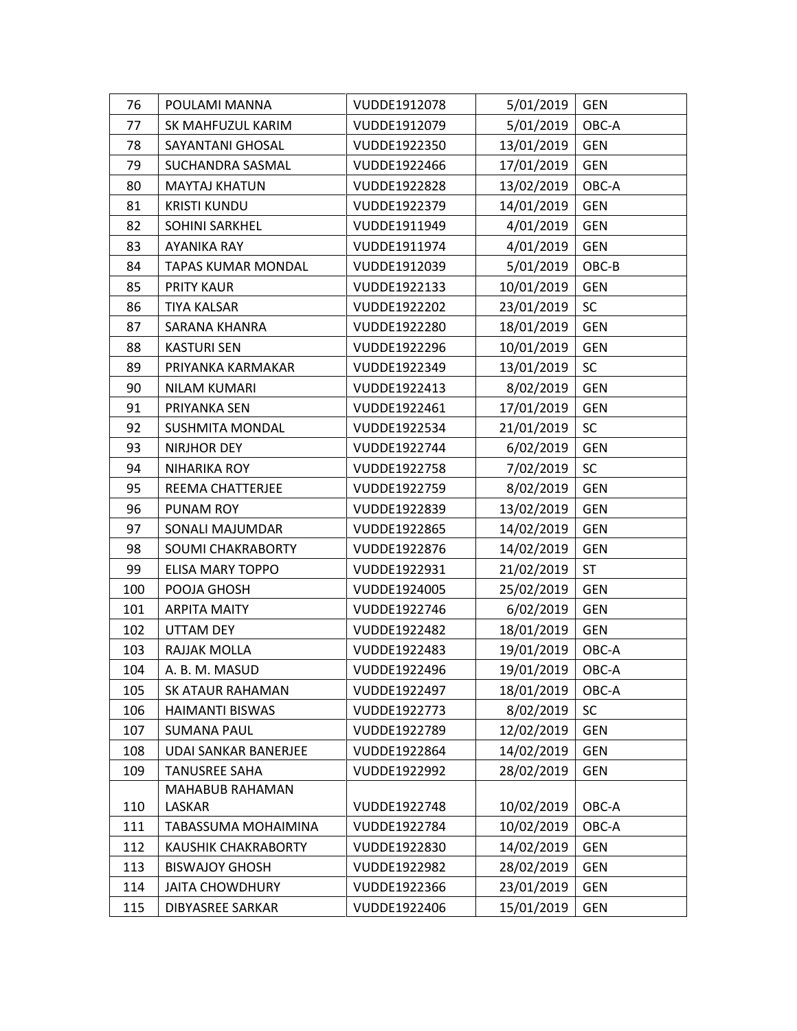| 76 | POULAMI MANNA | VUDDE1912078 | 5/01/2019 | GEN |
|---|---|---|---|---|
| 77 | SK MAHFUZUL KARIM | VUDDE1912079 | 5/01/2019 | OBC-A |
| 78 | SAYANTANI GHOSAL | VUDDE1922350 | 13/01/2019 | GEN |
| 79 | SUCHANDRA SASMAL | VUDDE1922466 | 17/01/2019 | GEN |
| 80 | MAYTAJ KHATUN | VUDDE1922828 | 13/02/2019 | OBC-A |
| 81 | KRISTI KUNDU | VUDDE1922379 | 14/01/2019 | GEN |
| 82 | SOHINI SARKHEL | VUDDE1911949 | 4/01/2019 | GEN |
| 83 | AYANIKA RAY | VUDDE1911974 | 4/01/2019 | GEN |
| 84 | TAPAS KUMAR MONDAL | VUDDE1912039 | 5/01/2019 | OBC-B |
| 85 | PRITY KAUR | VUDDE1922133 | 10/01/2019 | GEN |
| 86 | TIYA KALSAR | VUDDE1922202 | 23/01/2019 | SC |
| 87 | SARANA KHANRA | VUDDE1922280 | 18/01/2019 | GEN |
| 88 | KASTURI SEN | VUDDE1922296 | 10/01/2019 | GEN |
| 89 | PRIYANKA KARMAKAR | VUDDE1922349 | 13/01/2019 | SC |
| 90 | NILAM KUMARI | VUDDE1922413 | 8/02/2019 | GEN |
| 91 | PRIYANKA SEN | VUDDE1922461 | 17/01/2019 | GEN |
| 92 | SUSHMITA MONDAL | VUDDE1922534 | 21/01/2019 | SC |
| 93 | NIRJHOR DEY | VUDDE1922744 | 6/02/2019 | GEN |
| 94 | NIHARIKA ROY | VUDDE1922758 | 7/02/2019 | SC |
| 95 | REEMA CHATTERJEE | VUDDE1922759 | 8/02/2019 | GEN |
| 96 | PUNAM ROY | VUDDE1922839 | 13/02/2019 | GEN |
| 97 | SONALI MAJUMDAR | VUDDE1922865 | 14/02/2019 | GEN |
| 98 | SOUMI CHAKRABORTY | VUDDE1922876 | 14/02/2019 | GEN |
| 99 | ELISA MARY TOPPO | VUDDE1922931 | 21/02/2019 | ST |
| 100 | POOJA GHOSH | VUDDE1924005 | 25/02/2019 | GEN |
| 101 | ARPITA MAITY | VUDDE1922746 | 6/02/2019 | GEN |
| 102 | UTTAM DEY | VUDDE1922482 | 18/01/2019 | GEN |
| 103 | RAJJAK MOLLA | VUDDE1922483 | 19/01/2019 | OBC-A |
| 104 | A. B. M. MASUD | VUDDE1922496 | 19/01/2019 | OBC-A |
| 105 | SK ATAUR RAHAMAN | VUDDE1922497 | 18/01/2019 | OBC-A |
| 106 | HAIMANTI BISWAS | VUDDE1922773 | 8/02/2019 | SC |
| 107 | SUMANA PAUL | VUDDE1922789 | 12/02/2019 | GEN |
| 108 | UDAI SANKAR BANERJEE | VUDDE1922864 | 14/02/2019 | GEN |
| 109 | TANUSREE SAHA | VUDDE1922992 | 28/02/2019 | GEN |
| 110 | MAHABUB RAHAMAN LASKAR | VUDDE1922748 | 10/02/2019 | OBC-A |
| 111 | TABASSUMA MOHAIMINA | VUDDE1922784 | 10/02/2019 | OBC-A |
| 112 | KAUSHIK CHAKRABORTY | VUDDE1922830 | 14/02/2019 | GEN |
| 113 | BISWAJOY GHOSH | VUDDE1922982 | 28/02/2019 | GEN |
| 114 | JAITA CHOWDHURY | VUDDE1922366 | 23/01/2019 | GEN |
| 115 | DIBYASREE SARKAR | VUDDE1922406 | 15/01/2019 | GEN |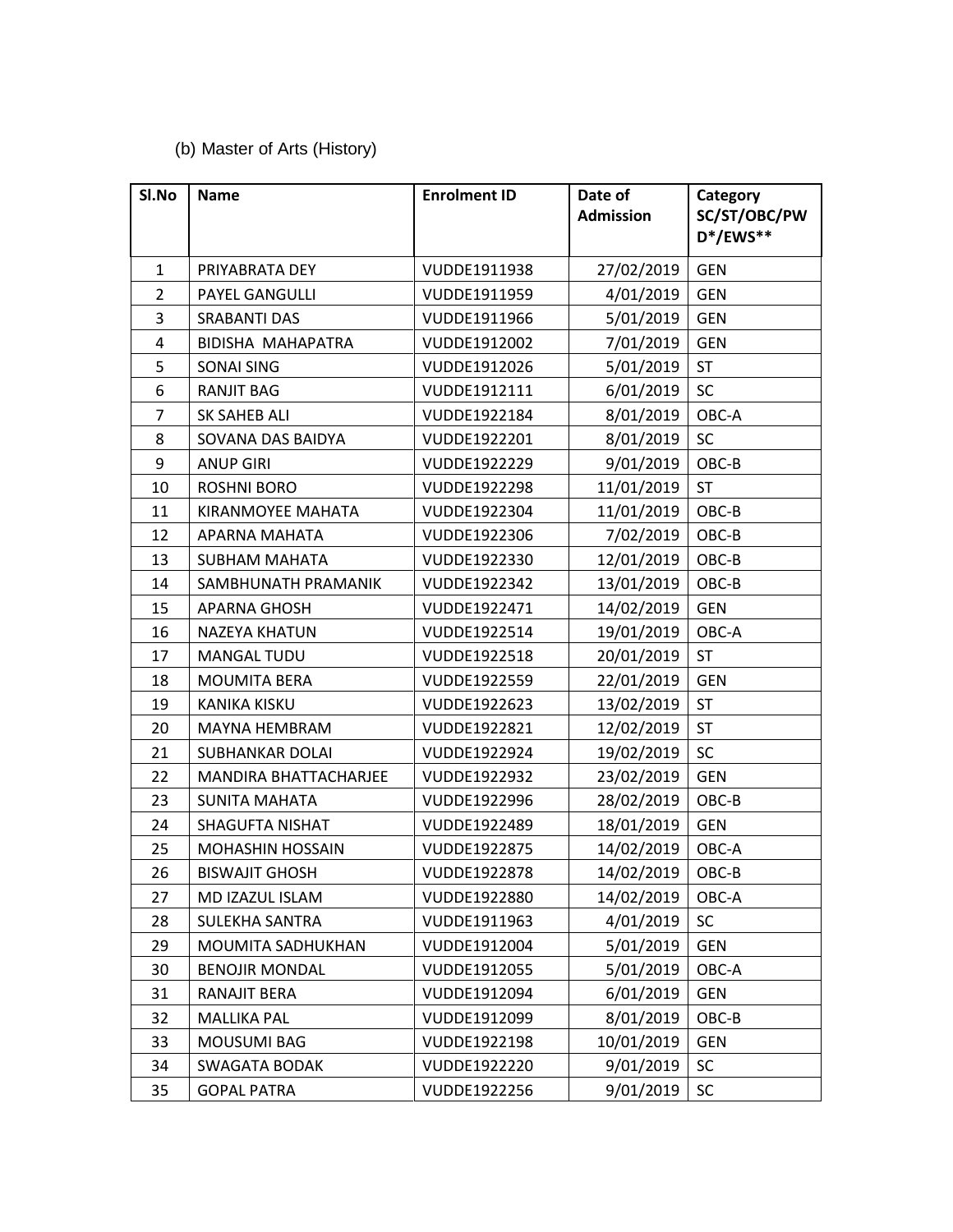(b) Master of Arts (History)

| Sl.No | Name | Enrolment ID | Date of Admission | Category SC/ST/OBC/PWD*/EWS** |
|---|---|---|---|---|
| 1 | PRIYABRATA DEY | VUDDE1911938 | 27/02/2019 | GEN |
| 2 | PAYEL GANGULLI | VUDDE1911959 | 4/01/2019 | GEN |
| 3 | SRABANTI DAS | VUDDE1911966 | 5/01/2019 | GEN |
| 4 | BIDISHA MAHAPATRA | VUDDE1912002 | 7/01/2019 | GEN |
| 5 | SONAI SING | VUDDE1912026 | 5/01/2019 | ST |
| 6 | RANJIT BAG | VUDDE1912111 | 6/01/2019 | SC |
| 7 | SK SAHEB ALI | VUDDE1922184 | 8/01/2019 | OBC-A |
| 8 | SOVANA DAS BAIDYA | VUDDE1922201 | 8/01/2019 | SC |
| 9 | ANUP GIRI | VUDDE1922229 | 9/01/2019 | OBC-B |
| 10 | ROSHNI BORO | VUDDE1922298 | 11/01/2019 | ST |
| 11 | KIRANMOYEE MAHATA | VUDDE1922304 | 11/01/2019 | OBC-B |
| 12 | APARNA MAHATA | VUDDE1922306 | 7/02/2019 | OBC-B |
| 13 | SUBHAM MAHATA | VUDDE1922330 | 12/01/2019 | OBC-B |
| 14 | SAMBHUNATH PRAMANIK | VUDDE1922342 | 13/01/2019 | OBC-B |
| 15 | APARNA GHOSH | VUDDE1922471 | 14/02/2019 | GEN |
| 16 | NAZEYA KHATUN | VUDDE1922514 | 19/01/2019 | OBC-A |
| 17 | MANGAL TUDU | VUDDE1922518 | 20/01/2019 | ST |
| 18 | MOUMITA BERA | VUDDE1922559 | 22/01/2019 | GEN |
| 19 | KANIKA KISKU | VUDDE1922623 | 13/02/2019 | ST |
| 20 | MAYNA HEMBRAM | VUDDE1922821 | 12/02/2019 | ST |
| 21 | SUBHANKAR DOLAI | VUDDE1922924 | 19/02/2019 | SC |
| 22 | MANDIRA BHATTACHARJEE | VUDDE1922932 | 23/02/2019 | GEN |
| 23 | SUNITA MAHATA | VUDDE1922996 | 28/02/2019 | OBC-B |
| 24 | SHAGUFTA NISHAT | VUDDE1922489 | 18/01/2019 | GEN |
| 25 | MOHASHIN HOSSAIN | VUDDE1922875 | 14/02/2019 | OBC-A |
| 26 | BISWAJIT GHOSH | VUDDE1922878 | 14/02/2019 | OBC-B |
| 27 | MD IZAZUL ISLAM | VUDDE1922880 | 14/02/2019 | OBC-A |
| 28 | SULEKHA SANTRA | VUDDE1911963 | 4/01/2019 | SC |
| 29 | MOUMITA SADHUKHAN | VUDDE1912004 | 5/01/2019 | GEN |
| 30 | BENOJIR MONDAL | VUDDE1912055 | 5/01/2019 | OBC-A |
| 31 | RANAJIT BERA | VUDDE1912094 | 6/01/2019 | GEN |
| 32 | MALLIKA PAL | VUDDE1912099 | 8/01/2019 | OBC-B |
| 33 | MOUSUMI BAG | VUDDE1922198 | 10/01/2019 | GEN |
| 34 | SWAGATA BODAK | VUDDE1922220 | 9/01/2019 | SC |
| 35 | GOPAL PATRA | VUDDE1922256 | 9/01/2019 | SC |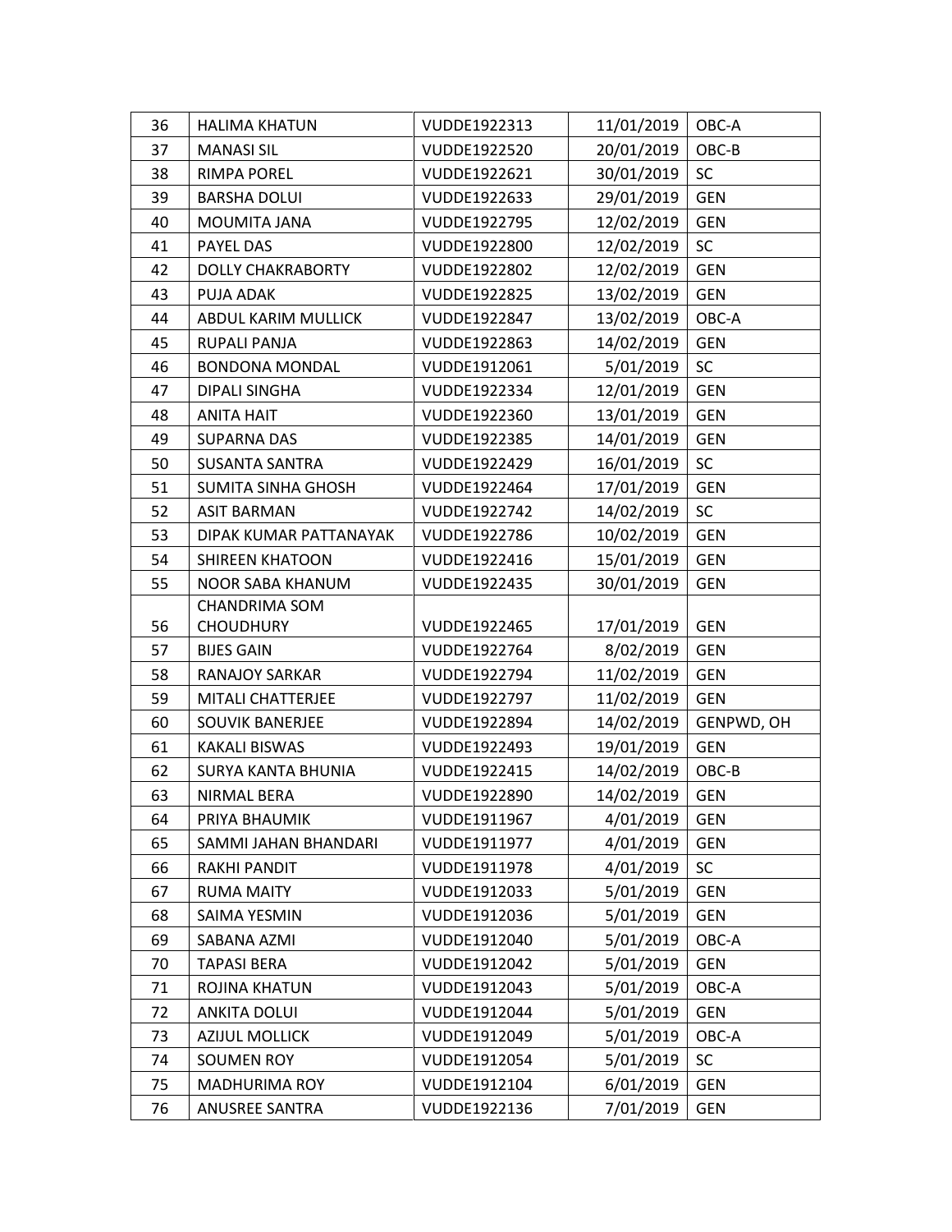| 36 | HALIMA KHATUN | VUDDE1922313 | 11/01/2019 | OBC-A |
|---|---|---|---|---|
| 37 | MANASI SIL | VUDDE1922520 | 20/01/2019 | OBC-B |
| 38 | RIMPA POREL | VUDDE1922621 | 30/01/2019 | SC |
| 39 | BARSHA DOLUI | VUDDE1922633 | 29/01/2019 | GEN |
| 40 | MOUMITA JANA | VUDDE1922795 | 12/02/2019 | GEN |
| 41 | PAYEL DAS | VUDDE1922800 | 12/02/2019 | SC |
| 42 | DOLLY CHAKRABORTY | VUDDE1922802 | 12/02/2019 | GEN |
| 43 | PUJA ADAK | VUDDE1922825 | 13/02/2019 | GEN |
| 44 | ABDUL KARIM MULLICK | VUDDE1922847 | 13/02/2019 | OBC-A |
| 45 | RUPALI PANJA | VUDDE1922863 | 14/02/2019 | GEN |
| 46 | BONDONA MONDAL | VUDDE1912061 | 5/01/2019 | SC |
| 47 | DIPALI SINGHA | VUDDE1922334 | 12/01/2019 | GEN |
| 48 | ANITA HAIT | VUDDE1922360 | 13/01/2019 | GEN |
| 49 | SUPARNA DAS | VUDDE1922385 | 14/01/2019 | GEN |
| 50 | SUSANTA SANTRA | VUDDE1922429 | 16/01/2019 | SC |
| 51 | SUMITA SINHA GHOSH | VUDDE1922464 | 17/01/2019 | GEN |
| 52 | ASIT BARMAN | VUDDE1922742 | 14/02/2019 | SC |
| 53 | DIPAK KUMAR PATTANAYAK | VUDDE1922786 | 10/02/2019 | GEN |
| 54 | SHIREEN KHATOON | VUDDE1922416 | 15/01/2019 | GEN |
| 55 | NOOR SABA KHANUM | VUDDE1922435 | 30/01/2019 | GEN |
| 56 | CHANDRIMA SOM CHOUDHURY | VUDDE1922465 | 17/01/2019 | GEN |
| 57 | BIJES GAIN | VUDDE1922764 | 8/02/2019 | GEN |
| 58 | RANAJOY SARKAR | VUDDE1922794 | 11/02/2019 | GEN |
| 59 | MITALI CHATTERJEE | VUDDE1922797 | 11/02/2019 | GEN |
| 60 | SOUVIK BANERJEE | VUDDE1922894 | 14/02/2019 | GENPWD, OH |
| 61 | KAKALI BISWAS | VUDDE1922493 | 19/01/2019 | GEN |
| 62 | SURYA KANTA BHUNIA | VUDDE1922415 | 14/02/2019 | OBC-B |
| 63 | NIRMAL BERA | VUDDE1922890 | 14/02/2019 | GEN |
| 64 | PRIYA BHAUMIK | VUDDE1911967 | 4/01/2019 | GEN |
| 65 | SAMMI JAHAN BHANDARI | VUDDE1911977 | 4/01/2019 | GEN |
| 66 | RAKHI PANDIT | VUDDE1911978 | 4/01/2019 | SC |
| 67 | RUMA MAITY | VUDDE1912033 | 5/01/2019 | GEN |
| 68 | SAIMA YESMIN | VUDDE1912036 | 5/01/2019 | GEN |
| 69 | SABANA AZMI | VUDDE1912040 | 5/01/2019 | OBC-A |
| 70 | TAPASI BERA | VUDDE1912042 | 5/01/2019 | GEN |
| 71 | ROJINA KHATUN | VUDDE1912043 | 5/01/2019 | OBC-A |
| 72 | ANKITA DOLUI | VUDDE1912044 | 5/01/2019 | GEN |
| 73 | AZIJUL MOLLICK | VUDDE1912049 | 5/01/2019 | OBC-A |
| 74 | SOUMEN ROY | VUDDE1912054 | 5/01/2019 | SC |
| 75 | MADHURIMA ROY | VUDDE1912104 | 6/01/2019 | GEN |
| 76 | ANUSREE SANTRA | VUDDE1922136 | 7/01/2019 | GEN |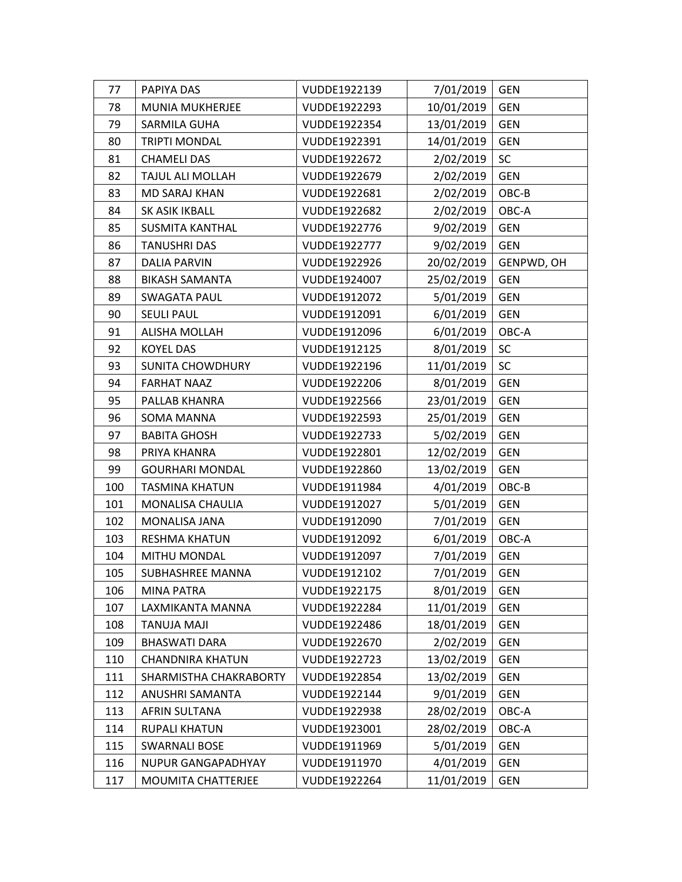| 77 | PAPIYA DAS | VUDDE1922139 | 7/01/2019 | GEN |
|---|---|---|---|---|
| 78 | MUNIA MUKHERJEE | VUDDE1922293 | 10/01/2019 | GEN |
| 79 | SARMILA GUHA | VUDDE1922354 | 13/01/2019 | GEN |
| 80 | TRIPTI MONDAL | VUDDE1922391 | 14/01/2019 | GEN |
| 81 | CHAMELI DAS | VUDDE1922672 | 2/02/2019 | SC |
| 82 | TAJUL ALI MOLLAH | VUDDE1922679 | 2/02/2019 | GEN |
| 83 | MD SARAJ KHAN | VUDDE1922681 | 2/02/2019 | OBC-B |
| 84 | SK ASIK IKBALL | VUDDE1922682 | 2/02/2019 | OBC-A |
| 85 | SUSMITA KANTHAL | VUDDE1922776 | 9/02/2019 | GEN |
| 86 | TANUSHRI DAS | VUDDE1922777 | 9/02/2019 | GEN |
| 87 | DALIA PARVIN | VUDDE1922926 | 20/02/2019 | GENPWD, OH |
| 88 | BIKASH SAMANTA | VUDDE1924007 | 25/02/2019 | GEN |
| 89 | SWAGATA PAUL | VUDDE1912072 | 5/01/2019 | GEN |
| 90 | SEULI PAUL | VUDDE1912091 | 6/01/2019 | GEN |
| 91 | ALISHA MOLLAH | VUDDE1912096 | 6/01/2019 | OBC-A |
| 92 | KOYEL DAS | VUDDE1912125 | 8/01/2019 | SC |
| 93 | SUNITA CHOWDHURY | VUDDE1922196 | 11/01/2019 | SC |
| 94 | FARHAT NAAZ | VUDDE1922206 | 8/01/2019 | GEN |
| 95 | PALLAB KHANRA | VUDDE1922566 | 23/01/2019 | GEN |
| 96 | SOMA MANNA | VUDDE1922593 | 25/01/2019 | GEN |
| 97 | BABITA GHOSH | VUDDE1922733 | 5/02/2019 | GEN |
| 98 | PRIYA KHANRA | VUDDE1922801 | 12/02/2019 | GEN |
| 99 | GOURHARI MONDAL | VUDDE1922860 | 13/02/2019 | GEN |
| 100 | TASMINA KHATUN | VUDDE1911984 | 4/01/2019 | OBC-B |
| 101 | MONALISA CHAULIA | VUDDE1912027 | 5/01/2019 | GEN |
| 102 | MONALISA JANA | VUDDE1912090 | 7/01/2019 | GEN |
| 103 | RESHMA KHATUN | VUDDE1912092 | 6/01/2019 | OBC-A |
| 104 | MITHU MONDAL | VUDDE1912097 | 7/01/2019 | GEN |
| 105 | SUBHASHREE MANNA | VUDDE1912102 | 7/01/2019 | GEN |
| 106 | MINA PATRA | VUDDE1922175 | 8/01/2019 | GEN |
| 107 | LAXMIKANTA MANNA | VUDDE1922284 | 11/01/2019 | GEN |
| 108 | TANUJA MAJI | VUDDE1922486 | 18/01/2019 | GEN |
| 109 | BHASWATI DARA | VUDDE1922670 | 2/02/2019 | GEN |
| 110 | CHANDNIRA KHATUN | VUDDE1922723 | 13/02/2019 | GEN |
| 111 | SHARMISTHA CHAKRABORTY | VUDDE1922854 | 13/02/2019 | GEN |
| 112 | ANUSHRI SAMANTA | VUDDE1922144 | 9/01/2019 | GEN |
| 113 | AFRIN SULTANA | VUDDE1922938 | 28/02/2019 | OBC-A |
| 114 | RUPALI KHATUN | VUDDE1923001 | 28/02/2019 | OBC-A |
| 115 | SWARNALI BOSE | VUDDE1911969 | 5/01/2019 | GEN |
| 116 | NUPUR GANGAPADHYAY | VUDDE1911970 | 4/01/2019 | GEN |
| 117 | MOUMITA CHATTERJEE | VUDDE1922264 | 11/01/2019 | GEN |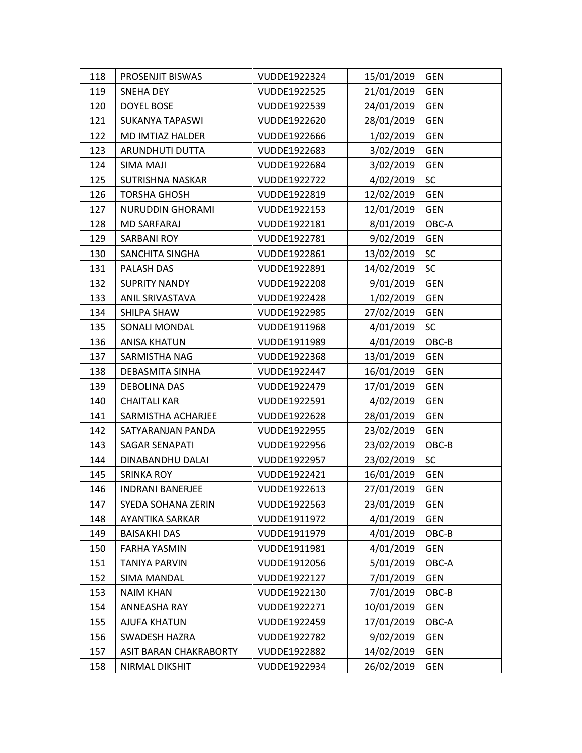| 118 | PROSENJIT BISWAS | VUDDE1922324 | 15/01/2019 | GEN |
|---|---|---|---|---|
| 119 | SNEHA DEY | VUDDE1922525 | 21/01/2019 | GEN |
| 120 | DOYEL BOSE | VUDDE1922539 | 24/01/2019 | GEN |
| 121 | SUKANYA TAPASWI | VUDDE1922620 | 28/01/2019 | GEN |
| 122 | MD IMTIAZ HALDER | VUDDE1922666 | 1/02/2019 | GEN |
| 123 | ARUNDHUTI DUTTA | VUDDE1922683 | 3/02/2019 | GEN |
| 124 | SIMA MAJI | VUDDE1922684 | 3/02/2019 | GEN |
| 125 | SUTRISHNA NASKAR | VUDDE1922722 | 4/02/2019 | SC |
| 126 | TORSHA GHOSH | VUDDE1922819 | 12/02/2019 | GEN |
| 127 | NURUDDIN GHORAMI | VUDDE1922153 | 12/01/2019 | GEN |
| 128 | MD SARFARAJ | VUDDE1922181 | 8/01/2019 | OBC-A |
| 129 | SARBANI ROY | VUDDE1922781 | 9/02/2019 | GEN |
| 130 | SANCHITA SINGHA | VUDDE1922861 | 13/02/2019 | SC |
| 131 | PALASH DAS | VUDDE1922891 | 14/02/2019 | SC |
| 132 | SUPRITY NANDY | VUDDE1922208 | 9/01/2019 | GEN |
| 133 | ANIL SRIVASTAVA | VUDDE1922428 | 1/02/2019 | GEN |
| 134 | SHILPA SHAW | VUDDE1922985 | 27/02/2019 | GEN |
| 135 | SONALI MONDAL | VUDDE1911968 | 4/01/2019 | SC |
| 136 | ANISA KHATUN | VUDDE1911989 | 4/01/2019 | OBC-B |
| 137 | SARMISTHA NAG | VUDDE1922368 | 13/01/2019 | GEN |
| 138 | DEBASMITA SINHA | VUDDE1922447 | 16/01/2019 | GEN |
| 139 | DEBOLINA DAS | VUDDE1922479 | 17/01/2019 | GEN |
| 140 | CHAITALI KAR | VUDDE1922591 | 4/02/2019 | GEN |
| 141 | SARMISTHA ACHARJEE | VUDDE1922628 | 28/01/2019 | GEN |
| 142 | SATYARANJAN PANDA | VUDDE1922955 | 23/02/2019 | GEN |
| 143 | SAGAR SENAPATI | VUDDE1922956 | 23/02/2019 | OBC-B |
| 144 | DINABANDHU DALAI | VUDDE1922957 | 23/02/2019 | SC |
| 145 | SRINKA ROY | VUDDE1922421 | 16/01/2019 | GEN |
| 146 | INDRANI BANERJEE | VUDDE1922613 | 27/01/2019 | GEN |
| 147 | SYEDA SOHANA ZERIN | VUDDE1922563 | 23/01/2019 | GEN |
| 148 | AYANTIKA SARKAR | VUDDE1911972 | 4/01/2019 | GEN |
| 149 | BAISAKHI DAS | VUDDE1911979 | 4/01/2019 | OBC-B |
| 150 | FARHA YASMIN | VUDDE1911981 | 4/01/2019 | GEN |
| 151 | TANIYA PARVIN | VUDDE1912056 | 5/01/2019 | OBC-A |
| 152 | SIMA MANDAL | VUDDE1922127 | 7/01/2019 | GEN |
| 153 | NAIM KHAN | VUDDE1922130 | 7/01/2019 | OBC-B |
| 154 | ANNEASHA RAY | VUDDE1922271 | 10/01/2019 | GEN |
| 155 | AJUFA KHATUN | VUDDE1922459 | 17/01/2019 | OBC-A |
| 156 | SWADESH HAZRA | VUDDE1922782 | 9/02/2019 | GEN |
| 157 | ASIT BARAN CHAKRABORTY | VUDDE1922882 | 14/02/2019 | GEN |
| 158 | NIRMAL DIKSHIT | VUDDE1922934 | 26/02/2019 | GEN |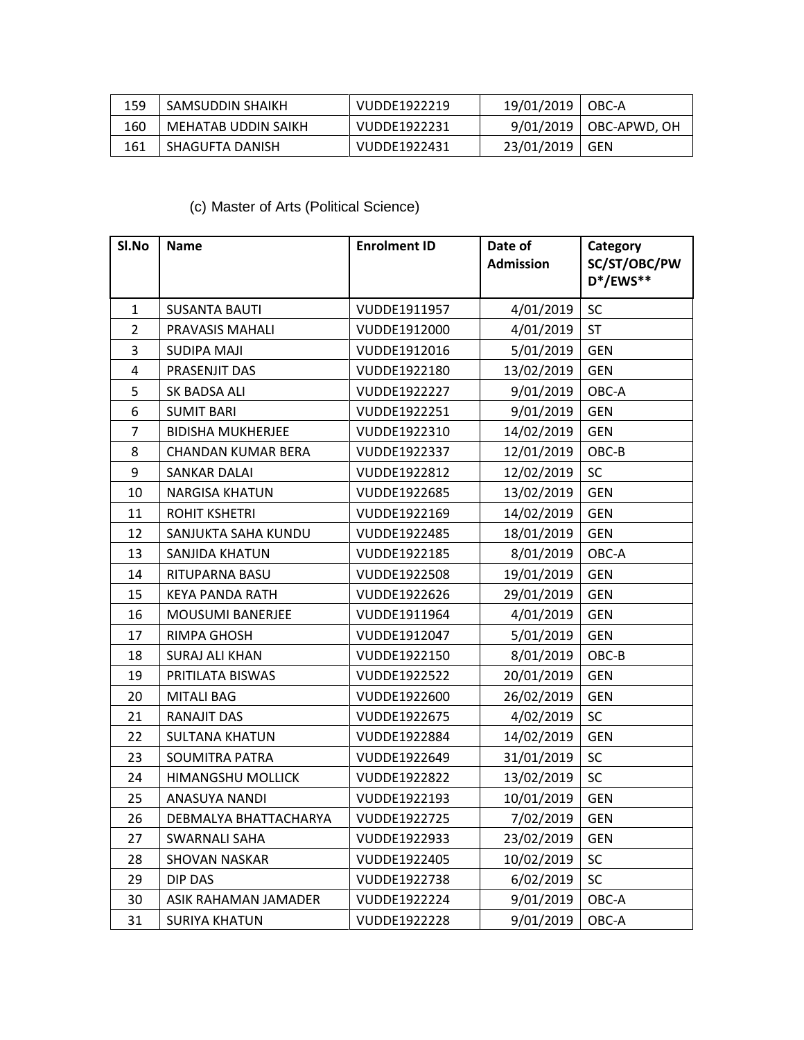| 159 | SAMSUDDIN SHAIKH | VUDDE1922219 | 19/01/2019 | OBC-A |
|---|---|---|---|---|
| 160 | MEHATAB UDDIN SAIKH | VUDDE1922231 | 9/01/2019 | OBC-APWD, OH |
| 161 | SHAGUFTA DANISH | VUDDE1922431 | 23/01/2019 | GEN |

(c) Master of Arts (Political Science)

| Sl.No | Name | Enrolment ID | Date of Admission | Category SC/ST/OBC/PWD*/EWS** |
|---|---|---|---|---|
| 1 | SUSANTA BAUTI | VUDDE1911957 | 4/01/2019 | SC |
| 2 | PRAVASIS MAHALI | VUDDE1912000 | 4/01/2019 | ST |
| 3 | SUDIPA MAJI | VUDDE1912016 | 5/01/2019 | GEN |
| 4 | PRASENJIT DAS | VUDDE1922180 | 13/02/2019 | GEN |
| 5 | SK BADSA ALI | VUDDE1922227 | 9/01/2019 | OBC-A |
| 6 | SUMIT BARI | VUDDE1922251 | 9/01/2019 | GEN |
| 7 | BIDISHA MUKHERJEE | VUDDE1922310 | 14/02/2019 | GEN |
| 8 | CHANDAN KUMAR BERA | VUDDE1922337 | 12/01/2019 | OBC-B |
| 9 | SANKAR DALAI | VUDDE1922812 | 12/02/2019 | SC |
| 10 | NARGISA KHATUN | VUDDE1922685 | 13/02/2019 | GEN |
| 11 | ROHIT KSHETRI | VUDDE1922169 | 14/02/2019 | GEN |
| 12 | SANJUKTA SAHA KUNDU | VUDDE1922485 | 18/01/2019 | GEN |
| 13 | SANJIDA KHATUN | VUDDE1922185 | 8/01/2019 | OBC-A |
| 14 | RITUPARNA BASU | VUDDE1922508 | 19/01/2019 | GEN |
| 15 | KEYA PANDA RATH | VUDDE1922626 | 29/01/2019 | GEN |
| 16 | MOUSUMI BANERJEE | VUDDE1911964 | 4/01/2019 | GEN |
| 17 | RIMPA GHOSH | VUDDE1912047 | 5/01/2019 | GEN |
| 18 | SURAJ ALI KHAN | VUDDE1922150 | 8/01/2019 | OBC-B |
| 19 | PRITILATA BISWAS | VUDDE1922522 | 20/01/2019 | GEN |
| 20 | MITALI BAG | VUDDE1922600 | 26/02/2019 | GEN |
| 21 | RANAJIT DAS | VUDDE1922675 | 4/02/2019 | SC |
| 22 | SULTANA KHATUN | VUDDE1922884 | 14/02/2019 | GEN |
| 23 | SOUMITRA PATRA | VUDDE1922649 | 31/01/2019 | SC |
| 24 | HIMANGSHU MOLLICK | VUDDE1922822 | 13/02/2019 | SC |
| 25 | ANASUYA NANDI | VUDDE1922193 | 10/01/2019 | GEN |
| 26 | DEBMALYA BHATTACHARYA | VUDDE1922725 | 7/02/2019 | GEN |
| 27 | SWARNALI SAHA | VUDDE1922933 | 23/02/2019 | GEN |
| 28 | SHOVAN NASKAR | VUDDE1922405 | 10/02/2019 | SC |
| 29 | DIP DAS | VUDDE1922738 | 6/02/2019 | SC |
| 30 | ASIK RAHAMAN JAMADER | VUDDE1922224 | 9/01/2019 | OBC-A |
| 31 | SURIYA KHATUN | VUDDE1922228 | 9/01/2019 | OBC-A |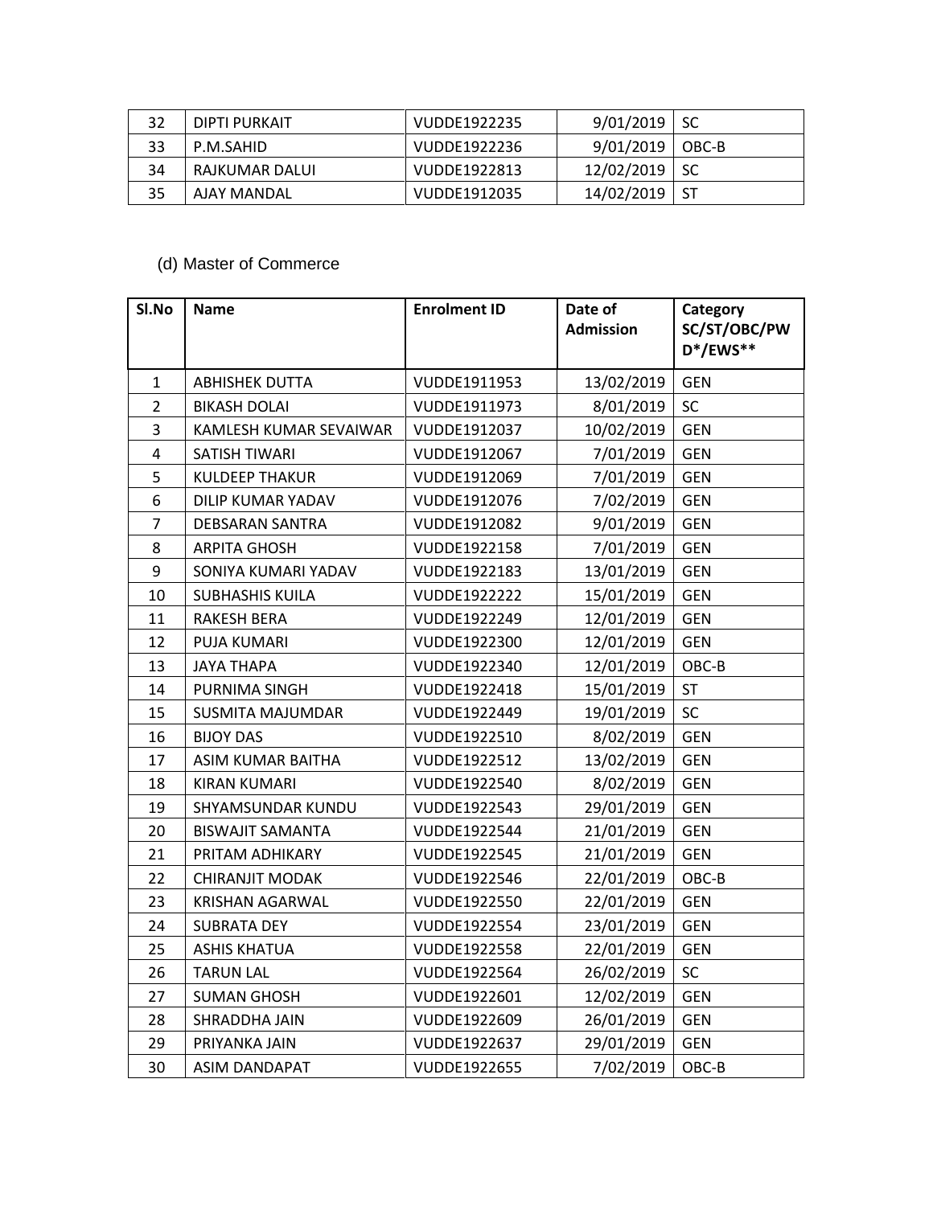| 32 | DIPTI PURKAIT | VUDDE1922235 | 9/01/2019 | SC |
|---|---|---|---|---|
| 33 | P.M.SAHID | VUDDE1922236 | 9/01/2019 | OBC-B |
| 34 | RAJKUMAR DALUI | VUDDE1922813 | 12/02/2019 | SC |
| 35 | AJAY MANDAL | VUDDE1912035 | 14/02/2019 | ST |

(d) Master of Commerce

| Sl.No | Name | Enrolment ID | Date of Admission | Category SC/ST/OBC/PWD*/EWS** |
|---|---|---|---|---|
| 1 | ABHISHEK DUTTA | VUDDE1911953 | 13/02/2019 | GEN |
| 2 | BIKASH DOLAI | VUDDE1911973 | 8/01/2019 | SC |
| 3 | KAMLESH KUMAR SEVAIWAR | VUDDE1912037 | 10/02/2019 | GEN |
| 4 | SATISH TIWARI | VUDDE1912067 | 7/01/2019 | GEN |
| 5 | KULDEEP THAKUR | VUDDE1912069 | 7/01/2019 | GEN |
| 6 | DILIP KUMAR YADAV | VUDDE1912076 | 7/02/2019 | GEN |
| 7 | DEBSARAN SANTRA | VUDDE1912082 | 9/01/2019 | GEN |
| 8 | ARPITA GHOSH | VUDDE1922158 | 7/01/2019 | GEN |
| 9 | SONIYA KUMARI YADAV | VUDDE1922183 | 13/01/2019 | GEN |
| 10 | SUBHASHIS KUILA | VUDDE1922222 | 15/01/2019 | GEN |
| 11 | RAKESH BERA | VUDDE1922249 | 12/01/2019 | GEN |
| 12 | PUJA KUMARI | VUDDE1922300 | 12/01/2019 | GEN |
| 13 | JAYA THAPA | VUDDE1922340 | 12/01/2019 | OBC-B |
| 14 | PURNIMA SINGH | VUDDE1922418 | 15/01/2019 | ST |
| 15 | SUSMITA MAJUMDAR | VUDDE1922449 | 19/01/2019 | SC |
| 16 | BIJOY DAS | VUDDE1922510 | 8/02/2019 | GEN |
| 17 | ASIM KUMAR BAITHA | VUDDE1922512 | 13/02/2019 | GEN |
| 18 | KIRAN KUMARI | VUDDE1922540 | 8/02/2019 | GEN |
| 19 | SHYAMSUNDAR KUNDU | VUDDE1922543 | 29/01/2019 | GEN |
| 20 | BISWAJIT SAMANTA | VUDDE1922544 | 21/01/2019 | GEN |
| 21 | PRITAM ADHIKARY | VUDDE1922545 | 21/01/2019 | GEN |
| 22 | CHIRANJIT MODAK | VUDDE1922546 | 22/01/2019 | OBC-B |
| 23 | KRISHAN AGARWAL | VUDDE1922550 | 22/01/2019 | GEN |
| 24 | SUBRATA DEY | VUDDE1922554 | 23/01/2019 | GEN |
| 25 | ASHIS KHATUA | VUDDE1922558 | 22/01/2019 | GEN |
| 26 | TARUN LAL | VUDDE1922564 | 26/02/2019 | SC |
| 27 | SUMAN GHOSH | VUDDE1922601 | 12/02/2019 | GEN |
| 28 | SHRADDHA JAIN | VUDDE1922609 | 26/01/2019 | GEN |
| 29 | PRIYANKA JAIN | VUDDE1922637 | 29/01/2019 | GEN |
| 30 | ASIM DANDAPAT | VUDDE1922655 | 7/02/2019 | OBC-B |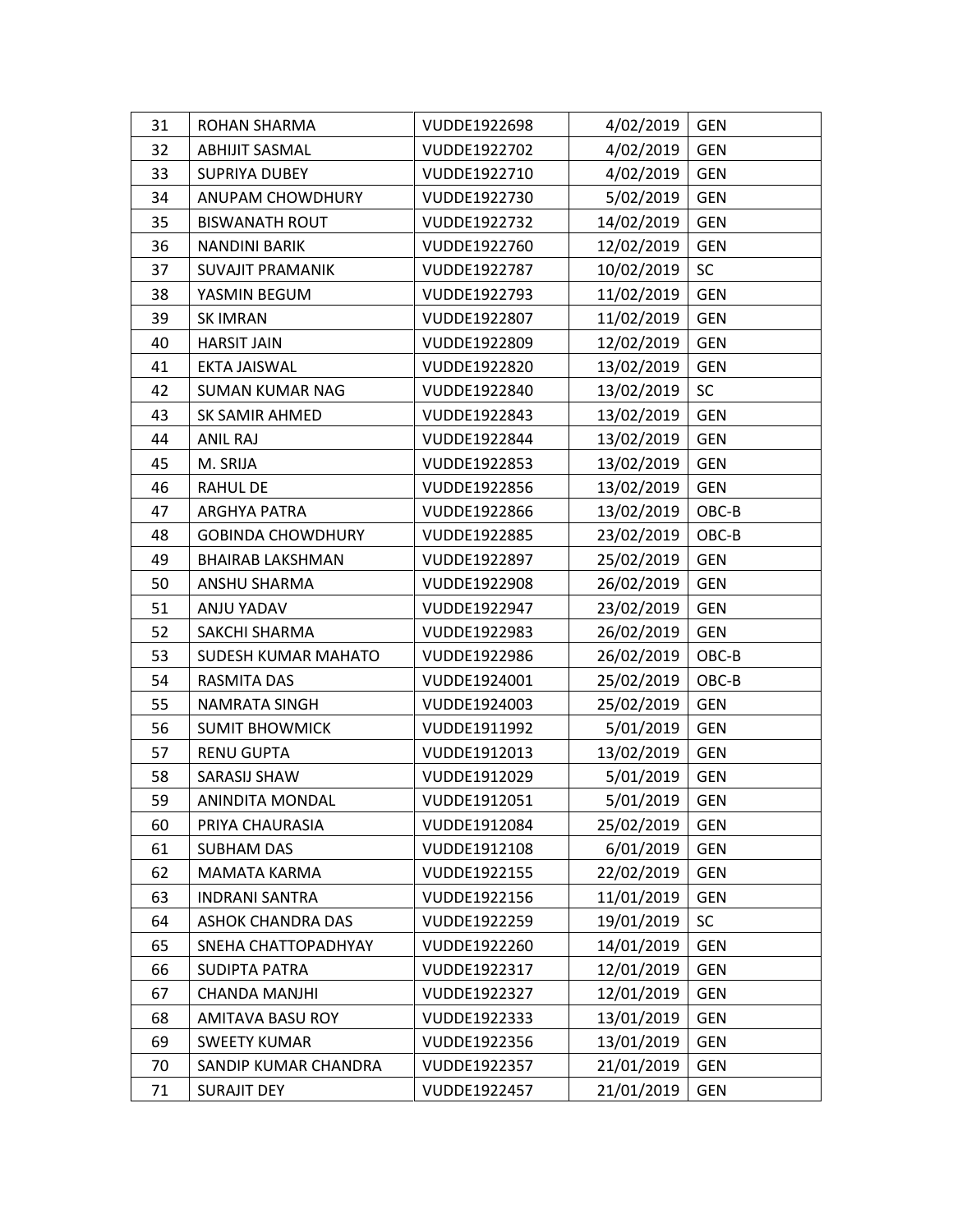| 31 | ROHAN SHARMA | VUDDE1922698 | 4/02/2019 | GEN |
|---|---|---|---|---|
| 32 | ABHIJIT SASMAL | VUDDE1922702 | 4/02/2019 | GEN |
| 33 | SUPRIYA DUBEY | VUDDE1922710 | 4/02/2019 | GEN |
| 34 | ANUPAM CHOWDHURY | VUDDE1922730 | 5/02/2019 | GEN |
| 35 | BISWANATH ROUT | VUDDE1922732 | 14/02/2019 | GEN |
| 36 | NANDINI BARIK | VUDDE1922760 | 12/02/2019 | GEN |
| 37 | SUVAJIT PRAMANIK | VUDDE1922787 | 10/02/2019 | SC |
| 38 | YASMIN BEGUM | VUDDE1922793 | 11/02/2019 | GEN |
| 39 | SK IMRAN | VUDDE1922807 | 11/02/2019 | GEN |
| 40 | HARSIT JAIN | VUDDE1922809 | 12/02/2019 | GEN |
| 41 | EKTA JAISWAL | VUDDE1922820 | 13/02/2019 | GEN |
| 42 | SUMAN KUMAR NAG | VUDDE1922840 | 13/02/2019 | SC |
| 43 | SK SAMIR AHMED | VUDDE1922843 | 13/02/2019 | GEN |
| 44 | ANIL RAJ | VUDDE1922844 | 13/02/2019 | GEN |
| 45 | M. SRIJA | VUDDE1922853 | 13/02/2019 | GEN |
| 46 | RAHUL DE | VUDDE1922856 | 13/02/2019 | GEN |
| 47 | ARGHYA PATRA | VUDDE1922866 | 13/02/2019 | OBC-B |
| 48 | GOBINDA CHOWDHURY | VUDDE1922885 | 23/02/2019 | OBC-B |
| 49 | BHAIRAB LAKSHMAN | VUDDE1922897 | 25/02/2019 | GEN |
| 50 | ANSHU SHARMA | VUDDE1922908 | 26/02/2019 | GEN |
| 51 | ANJU YADAV | VUDDE1922947 | 23/02/2019 | GEN |
| 52 | SAKCHI SHARMA | VUDDE1922983 | 26/02/2019 | GEN |
| 53 | SUDESH KUMAR MAHATO | VUDDE1922986 | 26/02/2019 | OBC-B |
| 54 | RASMITA DAS | VUDDE1924001 | 25/02/2019 | OBC-B |
| 55 | NAMRATA SINGH | VUDDE1924003 | 25/02/2019 | GEN |
| 56 | SUMIT BHOWMICK | VUDDE1911992 | 5/01/2019 | GEN |
| 57 | RENU GUPTA | VUDDE1912013 | 13/02/2019 | GEN |
| 58 | SARASIJ SHAW | VUDDE1912029 | 5/01/2019 | GEN |
| 59 | ANINDITA MONDAL | VUDDE1912051 | 5/01/2019 | GEN |
| 60 | PRIYA CHAURASIA | VUDDE1912084 | 25/02/2019 | GEN |
| 61 | SUBHAM DAS | VUDDE1912108 | 6/01/2019 | GEN |
| 62 | MAMATA KARMA | VUDDE1922155 | 22/02/2019 | GEN |
| 63 | INDRANI SANTRA | VUDDE1922156 | 11/01/2019 | GEN |
| 64 | ASHOK CHANDRA DAS | VUDDE1922259 | 19/01/2019 | SC |
| 65 | SNEHA CHATTOPADHYAY | VUDDE1922260 | 14/01/2019 | GEN |
| 66 | SUDIPTA PATRA | VUDDE1922317 | 12/01/2019 | GEN |
| 67 | CHANDA MANJHI | VUDDE1922327 | 12/01/2019 | GEN |
| 68 | AMITAVA BASU ROY | VUDDE1922333 | 13/01/2019 | GEN |
| 69 | SWEETY KUMAR | VUDDE1922356 | 13/01/2019 | GEN |
| 70 | SANDIP KUMAR CHANDRA | VUDDE1922357 | 21/01/2019 | GEN |
| 71 | SURAJIT DEY | VUDDE1922457 | 21/01/2019 | GEN |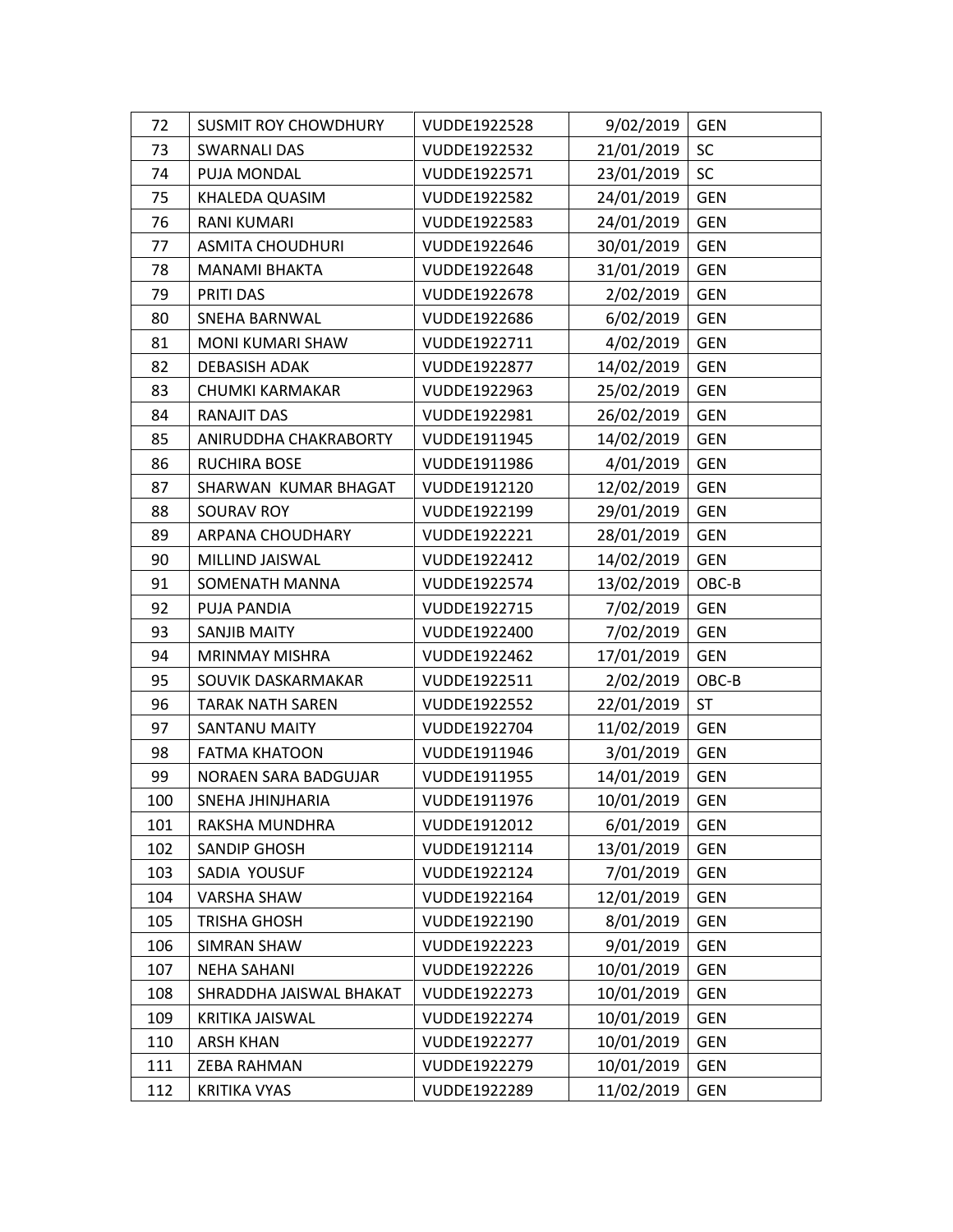| 72 | SUSMIT ROY CHOWDHURY | VUDDE1922528 | 9/02/2019 | GEN |
|---|---|---|---|---|
| 73 | SWARNALI DAS | VUDDE1922532 | 21/01/2019 | SC |
| 74 | PUJA MONDAL | VUDDE1922571 | 23/01/2019 | SC |
| 75 | KHALEDA QUASIM | VUDDE1922582 | 24/01/2019 | GEN |
| 76 | RANI KUMARI | VUDDE1922583 | 24/01/2019 | GEN |
| 77 | ASMITA CHOUDHURI | VUDDE1922646 | 30/01/2019 | GEN |
| 78 | MANAMI BHAKTA | VUDDE1922648 | 31/01/2019 | GEN |
| 79 | PRITI DAS | VUDDE1922678 | 2/02/2019 | GEN |
| 80 | SNEHA BARNWAL | VUDDE1922686 | 6/02/2019 | GEN |
| 81 | MONI KUMARI SHAW | VUDDE1922711 | 4/02/2019 | GEN |
| 82 | DEBASISH ADAK | VUDDE1922877 | 14/02/2019 | GEN |
| 83 | CHUMKI KARMAKAR | VUDDE1922963 | 25/02/2019 | GEN |
| 84 | RANAJIT DAS | VUDDE1922981 | 26/02/2019 | GEN |
| 85 | ANIRUDDHA CHAKRABORTY | VUDDE1911945 | 14/02/2019 | GEN |
| 86 | RUCHIRA BOSE | VUDDE1911986 | 4/01/2019 | GEN |
| 87 | SHARWAN KUMAR BHAGAT | VUDDE1912120 | 12/02/2019 | GEN |
| 88 | SOURAV ROY | VUDDE1922199 | 29/01/2019 | GEN |
| 89 | ARPANA CHOUDHARY | VUDDE1922221 | 28/01/2019 | GEN |
| 90 | MILLIND JAISWAL | VUDDE1922412 | 14/02/2019 | GEN |
| 91 | SOMENATH MANNA | VUDDE1922574 | 13/02/2019 | OBC-B |
| 92 | PUJA PANDIA | VUDDE1922715 | 7/02/2019 | GEN |
| 93 | SANJIB MAITY | VUDDE1922400 | 7/02/2019 | GEN |
| 94 | MRINMAY MISHRA | VUDDE1922462 | 17/01/2019 | GEN |
| 95 | SOUVIK DASKARMAKAR | VUDDE1922511 | 2/02/2019 | OBC-B |
| 96 | TARAK NATH SAREN | VUDDE1922552 | 22/01/2019 | ST |
| 97 | SANTANU MAITY | VUDDE1922704 | 11/02/2019 | GEN |
| 98 | FATMA KHATOON | VUDDE1911946 | 3/01/2019 | GEN |
| 99 | NORAEN SARA BADGUJAR | VUDDE1911955 | 14/01/2019 | GEN |
| 100 | SNEHA JHINJHARIA | VUDDE1911976 | 10/01/2019 | GEN |
| 101 | RAKSHA MUNDHRA | VUDDE1912012 | 6/01/2019 | GEN |
| 102 | SANDIP GHOSH | VUDDE1912114 | 13/01/2019 | GEN |
| 103 | SADIA YOUSUF | VUDDE1922124 | 7/01/2019 | GEN |
| 104 | VARSHA SHAW | VUDDE1922164 | 12/01/2019 | GEN |
| 105 | TRISHA GHOSH | VUDDE1922190 | 8/01/2019 | GEN |
| 106 | SIMRAN SHAW | VUDDE1922223 | 9/01/2019 | GEN |
| 107 | NEHA SAHANI | VUDDE1922226 | 10/01/2019 | GEN |
| 108 | SHRADDHA JAISWAL BHAKAT | VUDDE1922273 | 10/01/2019 | GEN |
| 109 | KRITIKA JAISWAL | VUDDE1922274 | 10/01/2019 | GEN |
| 110 | ARSH KHAN | VUDDE1922277 | 10/01/2019 | GEN |
| 111 | ZEBA RAHMAN | VUDDE1922279 | 10/01/2019 | GEN |
| 112 | KRITIKA VYAS | VUDDE1922289 | 11/02/2019 | GEN |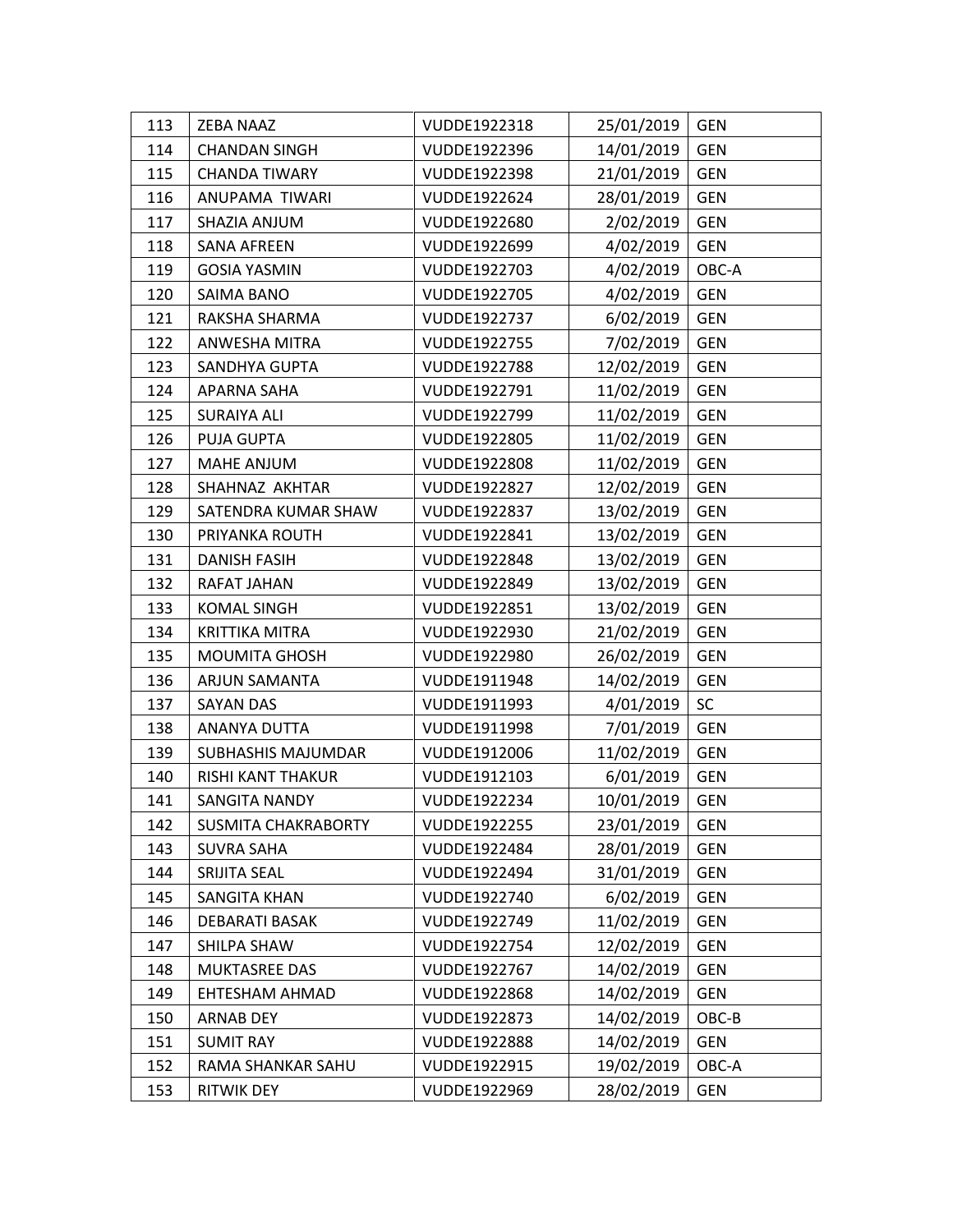| 113 | ZEBA NAAZ | VUDDE1922318 | 25/01/2019 | GEN |
|---|---|---|---|---|
| 114 | CHANDAN SINGH | VUDDE1922396 | 14/01/2019 | GEN |
| 115 | CHANDA TIWARY | VUDDE1922398 | 21/01/2019 | GEN |
| 116 | ANUPAMA TIWARI | VUDDE1922624 | 28/01/2019 | GEN |
| 117 | SHAZIA ANJUM | VUDDE1922680 | 2/02/2019 | GEN |
| 118 | SANA AFREEN | VUDDE1922699 | 4/02/2019 | GEN |
| 119 | GOSIA YASMIN | VUDDE1922703 | 4/02/2019 | OBC-A |
| 120 | SAIMA BANO | VUDDE1922705 | 4/02/2019 | GEN |
| 121 | RAKSHA SHARMA | VUDDE1922737 | 6/02/2019 | GEN |
| 122 | ANWESHA MITRA | VUDDE1922755 | 7/02/2019 | GEN |
| 123 | SANDHYA GUPTA | VUDDE1922788 | 12/02/2019 | GEN |
| 124 | APARNA SAHA | VUDDE1922791 | 11/02/2019 | GEN |
| 125 | SURAIYA ALI | VUDDE1922799 | 11/02/2019 | GEN |
| 126 | PUJA GUPTA | VUDDE1922805 | 11/02/2019 | GEN |
| 127 | MAHE ANJUM | VUDDE1922808 | 11/02/2019 | GEN |
| 128 | SHAHNAZ AKHTAR | VUDDE1922827 | 12/02/2019 | GEN |
| 129 | SATENDRA KUMAR SHAW | VUDDE1922837 | 13/02/2019 | GEN |
| 130 | PRIYANKA ROUTH | VUDDE1922841 | 13/02/2019 | GEN |
| 131 | DANISH FASIH | VUDDE1922848 | 13/02/2019 | GEN |
| 132 | RAFAT JAHAN | VUDDE1922849 | 13/02/2019 | GEN |
| 133 | KOMAL SINGH | VUDDE1922851 | 13/02/2019 | GEN |
| 134 | KRITTIKA MITRA | VUDDE1922930 | 21/02/2019 | GEN |
| 135 | MOUMITA GHOSH | VUDDE1922980 | 26/02/2019 | GEN |
| 136 | ARJUN SAMANTA | VUDDE1911948 | 14/02/2019 | GEN |
| 137 | SAYAN DAS | VUDDE1911993 | 4/01/2019 | SC |
| 138 | ANANYA DUTTA | VUDDE1911998 | 7/01/2019 | GEN |
| 139 | SUBHASHIS MAJUMDAR | VUDDE1912006 | 11/02/2019 | GEN |
| 140 | RISHI KANT THAKUR | VUDDE1912103 | 6/01/2019 | GEN |
| 141 | SANGITA NANDY | VUDDE1922234 | 10/01/2019 | GEN |
| 142 | SUSMITA CHAKRABORTY | VUDDE1922255 | 23/01/2019 | GEN |
| 143 | SUVRA SAHA | VUDDE1922484 | 28/01/2019 | GEN |
| 144 | SRIJITA SEAL | VUDDE1922494 | 31/01/2019 | GEN |
| 145 | SANGITA KHAN | VUDDE1922740 | 6/02/2019 | GEN |
| 146 | DEBARATI BASAK | VUDDE1922749 | 11/02/2019 | GEN |
| 147 | SHILPA SHAW | VUDDE1922754 | 12/02/2019 | GEN |
| 148 | MUKTASREE DAS | VUDDE1922767 | 14/02/2019 | GEN |
| 149 | EHTESHAM AHMAD | VUDDE1922868 | 14/02/2019 | GEN |
| 150 | ARNAB DEY | VUDDE1922873 | 14/02/2019 | OBC-B |
| 151 | SUMIT RAY | VUDDE1922888 | 14/02/2019 | GEN |
| 152 | RAMA SHANKAR SAHU | VUDDE1922915 | 19/02/2019 | OBC-A |
| 153 | RITWIK DEY | VUDDE1922969 | 28/02/2019 | GEN |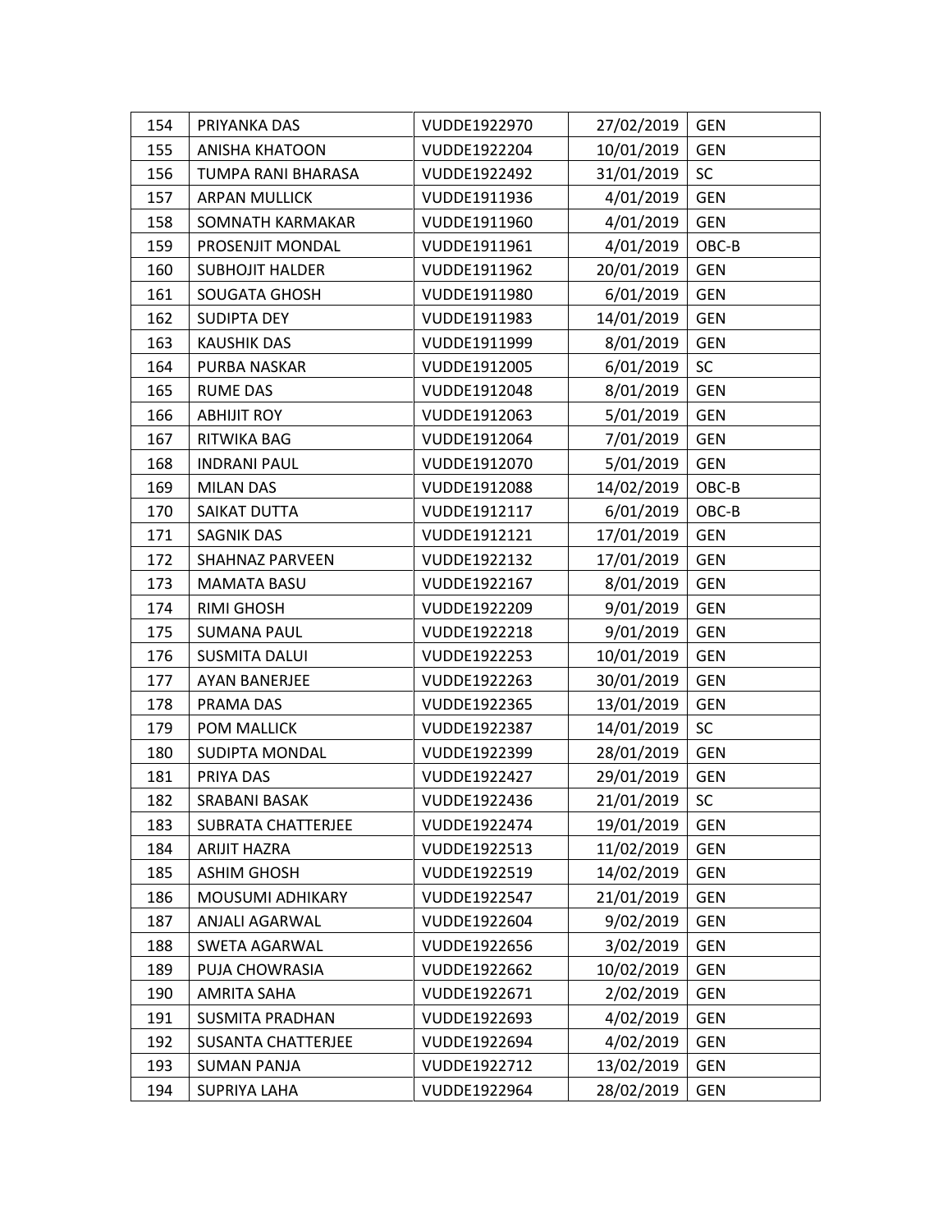| 154 | PRIYANKA DAS | VUDDE1922970 | 27/02/2019 | GEN |
|---|---|---|---|---|
| 155 | ANISHA KHATOON | VUDDE1922204 | 10/01/2019 | GEN |
| 156 | TUMPA RANI BHARASA | VUDDE1922492 | 31/01/2019 | SC |
| 157 | ARPAN MULLICK | VUDDE1911936 | 4/01/2019 | GEN |
| 158 | SOMNATH KARMAKAR | VUDDE1911960 | 4/01/2019 | GEN |
| 159 | PROSENJIT MONDAL | VUDDE1911961 | 4/01/2019 | OBC-B |
| 160 | SUBHOJIT HALDER | VUDDE1911962 | 20/01/2019 | GEN |
| 161 | SOUGATA GHOSH | VUDDE1911980 | 6/01/2019 | GEN |
| 162 | SUDIPTA DEY | VUDDE1911983 | 14/01/2019 | GEN |
| 163 | KAUSHIK DAS | VUDDE1911999 | 8/01/2019 | GEN |
| 164 | PURBA NASKAR | VUDDE1912005 | 6/01/2019 | SC |
| 165 | RUME DAS | VUDDE1912048 | 8/01/2019 | GEN |
| 166 | ABHIJIT ROY | VUDDE1912063 | 5/01/2019 | GEN |
| 167 | RITWIKA BAG | VUDDE1912064 | 7/01/2019 | GEN |
| 168 | INDRANI PAUL | VUDDE1912070 | 5/01/2019 | GEN |
| 169 | MILAN DAS | VUDDE1912088 | 14/02/2019 | OBC-B |
| 170 | SAIKAT DUTTA | VUDDE1912117 | 6/01/2019 | OBC-B |
| 171 | SAGNIK DAS | VUDDE1912121 | 17/01/2019 | GEN |
| 172 | SHAHNAZ PARVEEN | VUDDE1922132 | 17/01/2019 | GEN |
| 173 | MAMATA BASU | VUDDE1922167 | 8/01/2019 | GEN |
| 174 | RIMI GHOSH | VUDDE1922209 | 9/01/2019 | GEN |
| 175 | SUMANA PAUL | VUDDE1922218 | 9/01/2019 | GEN |
| 176 | SUSMITA DALUI | VUDDE1922253 | 10/01/2019 | GEN |
| 177 | AYAN BANERJEE | VUDDE1922263 | 30/01/2019 | GEN |
| 178 | PRAMA DAS | VUDDE1922365 | 13/01/2019 | GEN |
| 179 | POM MALLICK | VUDDE1922387 | 14/01/2019 | SC |
| 180 | SUDIPTA MONDAL | VUDDE1922399 | 28/01/2019 | GEN |
| 181 | PRIYA DAS | VUDDE1922427 | 29/01/2019 | GEN |
| 182 | SRABANI BASAK | VUDDE1922436 | 21/01/2019 | SC |
| 183 | SUBRATA CHATTERJEE | VUDDE1922474 | 19/01/2019 | GEN |
| 184 | ARIJIT HAZRA | VUDDE1922513 | 11/02/2019 | GEN |
| 185 | ASHIM GHOSH | VUDDE1922519 | 14/02/2019 | GEN |
| 186 | MOUSUMI ADHIKARY | VUDDE1922547 | 21/01/2019 | GEN |
| 187 | ANJALI AGARWAL | VUDDE1922604 | 9/02/2019 | GEN |
| 188 | SWETA AGARWAL | VUDDE1922656 | 3/02/2019 | GEN |
| 189 | PUJA CHOWRASIA | VUDDE1922662 | 10/02/2019 | GEN |
| 190 | AMRITA SAHA | VUDDE1922671 | 2/02/2019 | GEN |
| 191 | SUSMITA PRADHAN | VUDDE1922693 | 4/02/2019 | GEN |
| 192 | SUSANTA CHATTERJEE | VUDDE1922694 | 4/02/2019 | GEN |
| 193 | SUMAN PANJA | VUDDE1922712 | 13/02/2019 | GEN |
| 194 | SUPRIYA LAHA | VUDDE1922964 | 28/02/2019 | GEN |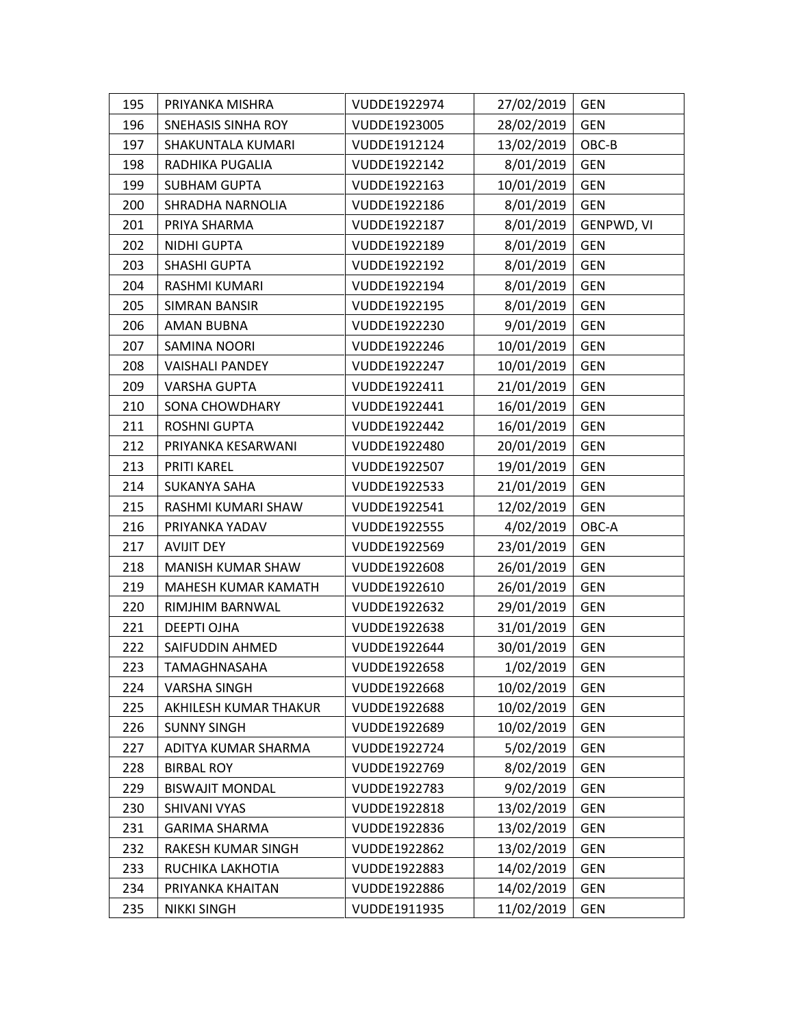| | | | | |
|---|---|---|---|---|
| 195 | PRIYANKA MISHRA | VUDDE1922974 | 27/02/2019 | GEN |
| 196 | SNEHASIS SINHA ROY | VUDDE1923005 | 28/02/2019 | GEN |
| 197 | SHAKUNTALA KUMARI | VUDDE1912124 | 13/02/2019 | OBC-B |
| 198 | RADHIKA PUGALIA | VUDDE1922142 | 8/01/2019 | GEN |
| 199 | SUBHAM GUPTA | VUDDE1922163 | 10/01/2019 | GEN |
| 200 | SHRADHA NARNOLIA | VUDDE1922186 | 8/01/2019 | GEN |
| 201 | PRIYA SHARMA | VUDDE1922187 | 8/01/2019 | GENPWD, VI |
| 202 | NIDHI GUPTA | VUDDE1922189 | 8/01/2019 | GEN |
| 203 | SHASHI GUPTA | VUDDE1922192 | 8/01/2019 | GEN |
| 204 | RASHMI KUMARI | VUDDE1922194 | 8/01/2019 | GEN |
| 205 | SIMRAN BANSIR | VUDDE1922195 | 8/01/2019 | GEN |
| 206 | AMAN BUBNA | VUDDE1922230 | 9/01/2019 | GEN |
| 207 | SAMINA NOORI | VUDDE1922246 | 10/01/2019 | GEN |
| 208 | VAISHALI PANDEY | VUDDE1922247 | 10/01/2019 | GEN |
| 209 | VARSHA GUPTA | VUDDE1922411 | 21/01/2019 | GEN |
| 210 | SONA CHOWDHARY | VUDDE1922441 | 16/01/2019 | GEN |
| 211 | ROSHNI GUPTA | VUDDE1922442 | 16/01/2019 | GEN |
| 212 | PRIYANKA KESARWANI | VUDDE1922480 | 20/01/2019 | GEN |
| 213 | PRITI KAREL | VUDDE1922507 | 19/01/2019 | GEN |
| 214 | SUKANYA SAHA | VUDDE1922533 | 21/01/2019 | GEN |
| 215 | RASHMI KUMARI SHAW | VUDDE1922541 | 12/02/2019 | GEN |
| 216 | PRIYANKA YADAV | VUDDE1922555 | 4/02/2019 | OBC-A |
| 217 | AVIJIT DEY | VUDDE1922569 | 23/01/2019 | GEN |
| 218 | MANISH KUMAR SHAW | VUDDE1922608 | 26/01/2019 | GEN |
| 219 | MAHESH KUMAR KAMATH | VUDDE1922610 | 26/01/2019 | GEN |
| 220 | RIMJHIM BARNWAL | VUDDE1922632 | 29/01/2019 | GEN |
| 221 | DEEPTI OJHA | VUDDE1922638 | 31/01/2019 | GEN |
| 222 | SAIFUDDIN AHMED | VUDDE1922644 | 30/01/2019 | GEN |
| 223 | TAMAGHNASAHA | VUDDE1922658 | 1/02/2019 | GEN |
| 224 | VARSHA SINGH | VUDDE1922668 | 10/02/2019 | GEN |
| 225 | AKHILESH KUMAR THAKUR | VUDDE1922688 | 10/02/2019 | GEN |
| 226 | SUNNY SINGH | VUDDE1922689 | 10/02/2019 | GEN |
| 227 | ADITYA KUMAR SHARMA | VUDDE1922724 | 5/02/2019 | GEN |
| 228 | BIRBAL ROY | VUDDE1922769 | 8/02/2019 | GEN |
| 229 | BISWAJIT MONDAL | VUDDE1922783 | 9/02/2019 | GEN |
| 230 | SHIVANI VYAS | VUDDE1922818 | 13/02/2019 | GEN |
| 231 | GARIMA SHARMA | VUDDE1922836 | 13/02/2019 | GEN |
| 232 | RAKESH KUMAR SINGH | VUDDE1922862 | 13/02/2019 | GEN |
| 233 | RUCHIKA LAKHOTIA | VUDDE1922883 | 14/02/2019 | GEN |
| 234 | PRIYANKA KHAITAN | VUDDE1922886 | 14/02/2019 | GEN |
| 235 | NIKKI SINGH | VUDDE1911935 | 11/02/2019 | GEN |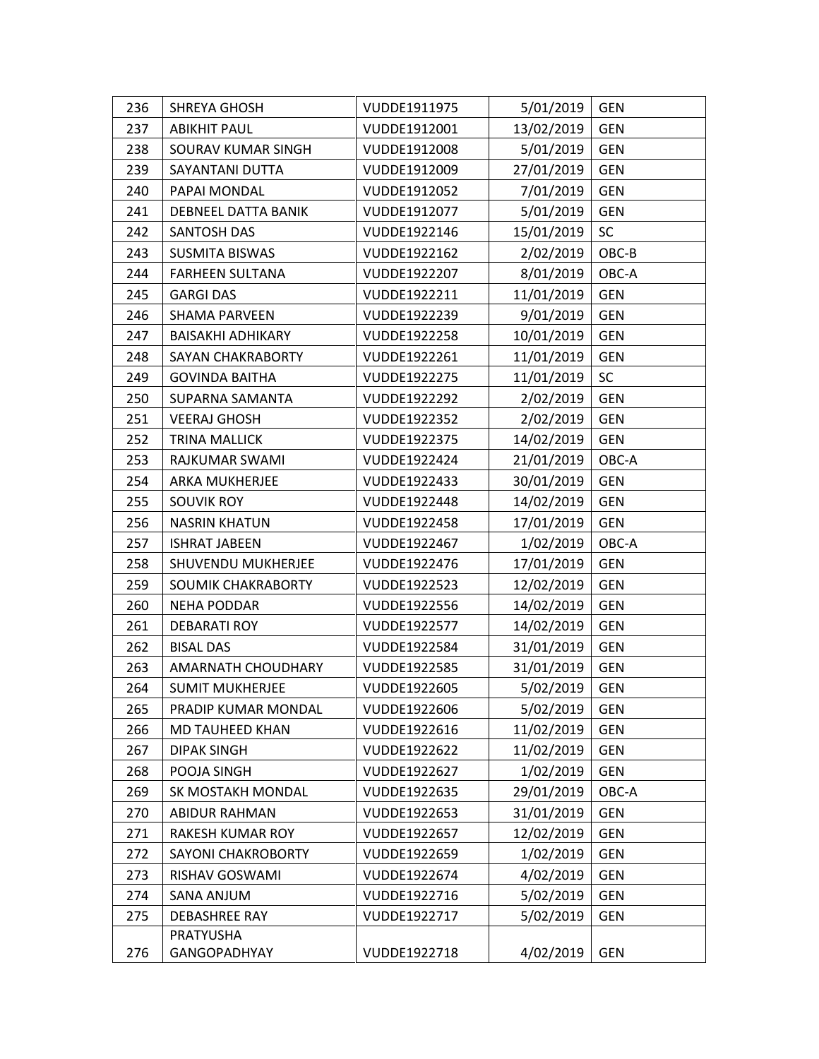| | | | | |
|---|---|---|---|---|
| 236 | SHREYA GHOSH | VUDDE1911975 | 5/01/2019 | GEN |
| 237 | ABIKHIT PAUL | VUDDE1912001 | 13/02/2019 | GEN |
| 238 | SOURAV KUMAR SINGH | VUDDE1912008 | 5/01/2019 | GEN |
| 239 | SAYANTANI DUTTA | VUDDE1912009 | 27/01/2019 | GEN |
| 240 | PAPAI MONDAL | VUDDE1912052 | 7/01/2019 | GEN |
| 241 | DEBNEEL DATTA BANIK | VUDDE1912077 | 5/01/2019 | GEN |
| 242 | SANTOSH DAS | VUDDE1922146 | 15/01/2019 | SC |
| 243 | SUSMITA BISWAS | VUDDE1922162 | 2/02/2019 | OBC-B |
| 244 | FARHEEN SULTANA | VUDDE1922207 | 8/01/2019 | OBC-A |
| 245 | GARGI DAS | VUDDE1922211 | 11/01/2019 | GEN |
| 246 | SHAMA PARVEEN | VUDDE1922239 | 9/01/2019 | GEN |
| 247 | BAISAKHI ADHIKARY | VUDDE1922258 | 10/01/2019 | GEN |
| 248 | SAYAN CHAKRABORTY | VUDDE1922261 | 11/01/2019 | GEN |
| 249 | GOVINDA BAITHA | VUDDE1922275 | 11/01/2019 | SC |
| 250 | SUPARNA SAMANTA | VUDDE1922292 | 2/02/2019 | GEN |
| 251 | VEERAJ GHOSH | VUDDE1922352 | 2/02/2019 | GEN |
| 252 | TRINA MALLICK | VUDDE1922375 | 14/02/2019 | GEN |
| 253 | RAJKUMAR SWAMI | VUDDE1922424 | 21/01/2019 | OBC-A |
| 254 | ARKA MUKHERJEE | VUDDE1922433 | 30/01/2019 | GEN |
| 255 | SOUVIK ROY | VUDDE1922448 | 14/02/2019 | GEN |
| 256 | NASRIN KHATUN | VUDDE1922458 | 17/01/2019 | GEN |
| 257 | ISHRAT JABEEN | VUDDE1922467 | 1/02/2019 | OBC-A |
| 258 | SHUVENDU MUKHERJEE | VUDDE1922476 | 17/01/2019 | GEN |
| 259 | SOUMIK CHAKRABORTY | VUDDE1922523 | 12/02/2019 | GEN |
| 260 | NEHA PODDAR | VUDDE1922556 | 14/02/2019 | GEN |
| 261 | DEBARATI ROY | VUDDE1922577 | 14/02/2019 | GEN |
| 262 | BISAL DAS | VUDDE1922584 | 31/01/2019 | GEN |
| 263 | AMARNATH CHOUDHARY | VUDDE1922585 | 31/01/2019 | GEN |
| 264 | SUMIT MUKHERJEE | VUDDE1922605 | 5/02/2019 | GEN |
| 265 | PRADIP KUMAR MONDAL | VUDDE1922606 | 5/02/2019 | GEN |
| 266 | MD TAUHEED KHAN | VUDDE1922616 | 11/02/2019 | GEN |
| 267 | DIPAK SINGH | VUDDE1922622 | 11/02/2019 | GEN |
| 268 | POOJA SINGH | VUDDE1922627 | 1/02/2019 | GEN |
| 269 | SK MOSTAKH MONDAL | VUDDE1922635 | 29/01/2019 | OBC-A |
| 270 | ABIDUR RAHMAN | VUDDE1922653 | 31/01/2019 | GEN |
| 271 | RAKESH KUMAR ROY | VUDDE1922657 | 12/02/2019 | GEN |
| 272 | SAYONI CHAKROBORTY | VUDDE1922659 | 1/02/2019 | GEN |
| 273 | RISHAV GOSWAMI | VUDDE1922674 | 4/02/2019 | GEN |
| 274 | SANA ANJUM | VUDDE1922716 | 5/02/2019 | GEN |
| 275 | DEBASHREE RAY | VUDDE1922717 | 5/02/2019 | GEN |
| 276 | PRATYUSHA GANGOPADHYAY | VUDDE1922718 | 4/02/2019 | GEN |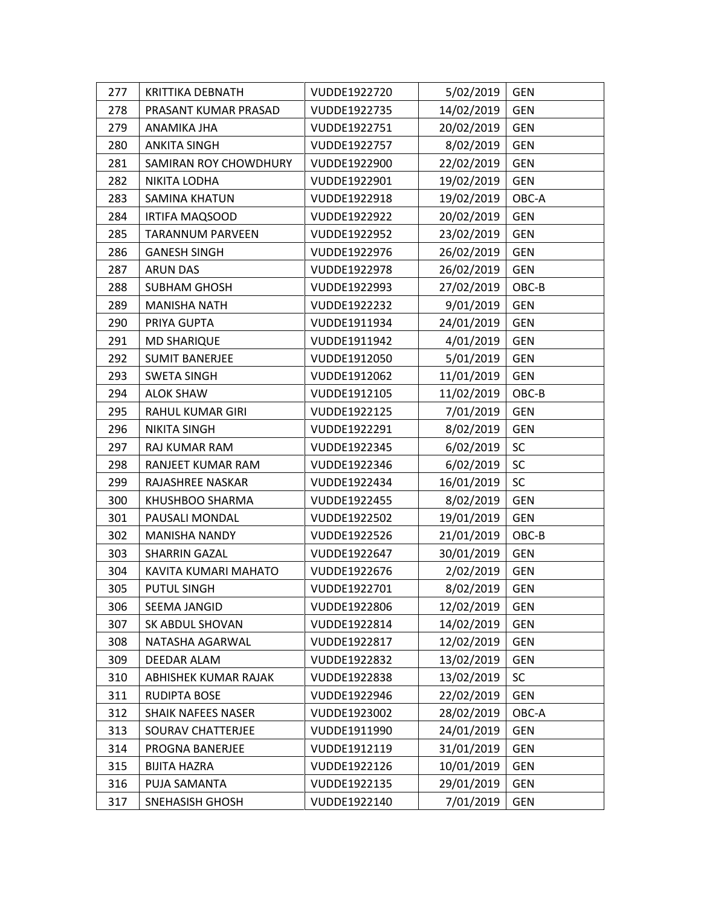| 277 | KRITTIKA DEBNATH | VUDDE1922720 | 5/02/2019 | GEN |
|---|---|---|---|---|
| 278 | PRASANT KUMAR PRASAD | VUDDE1922735 | 14/02/2019 | GEN |
| 279 | ANAMIKA JHA | VUDDE1922751 | 20/02/2019 | GEN |
| 280 | ANKITA SINGH | VUDDE1922757 | 8/02/2019 | GEN |
| 281 | SAMIRAN ROY CHOWDHURY | VUDDE1922900 | 22/02/2019 | GEN |
| 282 | NIKITA LODHA | VUDDE1922901 | 19/02/2019 | GEN |
| 283 | SAMINA KHATUN | VUDDE1922918 | 19/02/2019 | OBC-A |
| 284 | IRTIFA MAQSOOD | VUDDE1922922 | 20/02/2019 | GEN |
| 285 | TARANNUM PARVEEN | VUDDE1922952 | 23/02/2019 | GEN |
| 286 | GANESH SINGH | VUDDE1922976 | 26/02/2019 | GEN |
| 287 | ARUN DAS | VUDDE1922978 | 26/02/2019 | GEN |
| 288 | SUBHAM GHOSH | VUDDE1922993 | 27/02/2019 | OBC-B |
| 289 | MANISHA NATH | VUDDE1922232 | 9/01/2019 | GEN |
| 290 | PRIYA GUPTA | VUDDE1911934 | 24/01/2019 | GEN |
| 291 | MD SHARIQUE | VUDDE1911942 | 4/01/2019 | GEN |
| 292 | SUMIT BANERJEE | VUDDE1912050 | 5/01/2019 | GEN |
| 293 | SWETA SINGH | VUDDE1912062 | 11/01/2019 | GEN |
| 294 | ALOK SHAW | VUDDE1912105 | 11/02/2019 | OBC-B |
| 295 | RAHUL KUMAR GIRI | VUDDE1922125 | 7/01/2019 | GEN |
| 296 | NIKITA SINGH | VUDDE1922291 | 8/02/2019 | GEN |
| 297 | RAJ KUMAR RAM | VUDDE1922345 | 6/02/2019 | SC |
| 298 | RANJEET KUMAR RAM | VUDDE1922346 | 6/02/2019 | SC |
| 299 | RAJASHREE NASKAR | VUDDE1922434 | 16/01/2019 | SC |
| 300 | KHUSHBOO SHARMA | VUDDE1922455 | 8/02/2019 | GEN |
| 301 | PAUSALI MONDAL | VUDDE1922502 | 19/01/2019 | GEN |
| 302 | MANISHA NANDY | VUDDE1922526 | 21/01/2019 | OBC-B |
| 303 | SHARRIN GAZAL | VUDDE1922647 | 30/01/2019 | GEN |
| 304 | KAVITA KUMARI MAHATO | VUDDE1922676 | 2/02/2019 | GEN |
| 305 | PUTUL SINGH | VUDDE1922701 | 8/02/2019 | GEN |
| 306 | SEEMA JANGID | VUDDE1922806 | 12/02/2019 | GEN |
| 307 | SK ABDUL SHOVAN | VUDDE1922814 | 14/02/2019 | GEN |
| 308 | NATASHA AGARWAL | VUDDE1922817 | 12/02/2019 | GEN |
| 309 | DEEDAR ALAM | VUDDE1922832 | 13/02/2019 | GEN |
| 310 | ABHISHEK KUMAR RAJAK | VUDDE1922838 | 13/02/2019 | SC |
| 311 | RUDIPTA BOSE | VUDDE1922946 | 22/02/2019 | GEN |
| 312 | SHAIK NAFEES NASER | VUDDE1923002 | 28/02/2019 | OBC-A |
| 313 | SOURAV CHATTERJEE | VUDDE1911990 | 24/01/2019 | GEN |
| 314 | PROGNA BANERJEE | VUDDE1912119 | 31/01/2019 | GEN |
| 315 | BIJITA HAZRA | VUDDE1922126 | 10/01/2019 | GEN |
| 316 | PUJA SAMANTA | VUDDE1922135 | 29/01/2019 | GEN |
| 317 | SNEHASISH GHOSH | VUDDE1922140 | 7/01/2019 | GEN |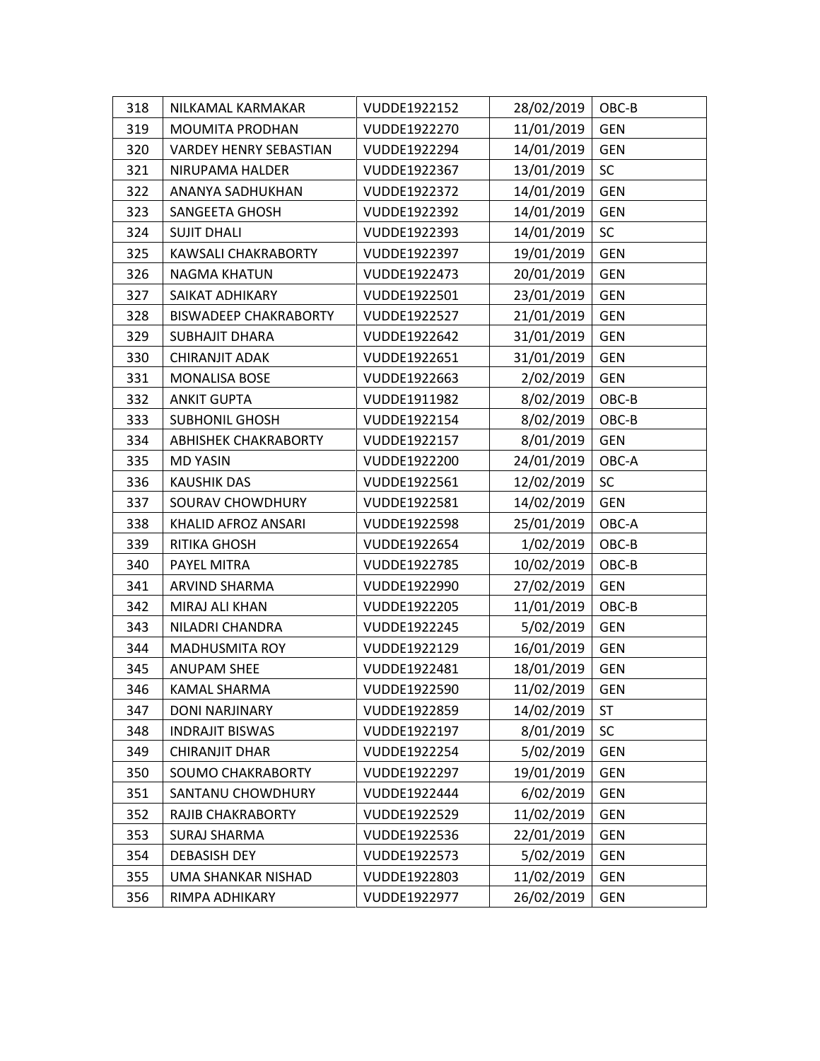| | | | | |
|---|---|---|---|---|
| 318 | NILKAMAL KARMAKAR | VUDDE1922152 | 28/02/2019 | OBC-B |
| 319 | MOUMITA PRODHAN | VUDDE1922270 | 11/01/2019 | GEN |
| 320 | VARDEY HENRY SEBASTIAN | VUDDE1922294 | 14/01/2019 | GEN |
| 321 | NIRUPAMA HALDER | VUDDE1922367 | 13/01/2019 | SC |
| 322 | ANANYA SADHUKHAN | VUDDE1922372 | 14/01/2019 | GEN |
| 323 | SANGEETA GHOSH | VUDDE1922392 | 14/01/2019 | GEN |
| 324 | SUJIT DHALI | VUDDE1922393 | 14/01/2019 | SC |
| 325 | KAWSALI CHAKRABORTY | VUDDE1922397 | 19/01/2019 | GEN |
| 326 | NAGMA KHATUN | VUDDE1922473 | 20/01/2019 | GEN |
| 327 | SAIKAT ADHIKARY | VUDDE1922501 | 23/01/2019 | GEN |
| 328 | BISWADEEP CHAKRABORTY | VUDDE1922527 | 21/01/2019 | GEN |
| 329 | SUBHAJIT DHARA | VUDDE1922642 | 31/01/2019 | GEN |
| 330 | CHIRANJIT ADAK | VUDDE1922651 | 31/01/2019 | GEN |
| 331 | MONALISA BOSE | VUDDE1922663 | 2/02/2019 | GEN |
| 332 | ANKIT GUPTA | VUDDE1911982 | 8/02/2019 | OBC-B |
| 333 | SUBHONIL GHOSH | VUDDE1922154 | 8/02/2019 | OBC-B |
| 334 | ABHISHEK CHAKRABORTY | VUDDE1922157 | 8/01/2019 | GEN |
| 335 | MD YASIN | VUDDE1922200 | 24/01/2019 | OBC-A |
| 336 | KAUSHIK DAS | VUDDE1922561 | 12/02/2019 | SC |
| 337 | SOURAV CHOWDHURY | VUDDE1922581 | 14/02/2019 | GEN |
| 338 | KHALID AFROZ ANSARI | VUDDE1922598 | 25/01/2019 | OBC-A |
| 339 | RITIKA GHOSH | VUDDE1922654 | 1/02/2019 | OBC-B |
| 340 | PAYEL MITRA | VUDDE1922785 | 10/02/2019 | OBC-B |
| 341 | ARVIND SHARMA | VUDDE1922990 | 27/02/2019 | GEN |
| 342 | MIRAJ ALI KHAN | VUDDE1922205 | 11/01/2019 | OBC-B |
| 343 | NILADRI CHANDRA | VUDDE1922245 | 5/02/2019 | GEN |
| 344 | MADHUSMITA ROY | VUDDE1922129 | 16/01/2019 | GEN |
| 345 | ANUPAM SHEE | VUDDE1922481 | 18/01/2019 | GEN |
| 346 | KAMAL SHARMA | VUDDE1922590 | 11/02/2019 | GEN |
| 347 | DONI NARJINARY | VUDDE1922859 | 14/02/2019 | ST |
| 348 | INDRAJIT BISWAS | VUDDE1922197 | 8/01/2019 | SC |
| 349 | CHIRANJIT DHAR | VUDDE1922254 | 5/02/2019 | GEN |
| 350 | SOUMO CHAKRABORTY | VUDDE1922297 | 19/01/2019 | GEN |
| 351 | SANTANU CHOWDHURY | VUDDE1922444 | 6/02/2019 | GEN |
| 352 | RAJIB CHAKRABORTY | VUDDE1922529 | 11/02/2019 | GEN |
| 353 | SURAJ SHARMA | VUDDE1922536 | 22/01/2019 | GEN |
| 354 | DEBASISH DEY | VUDDE1922573 | 5/02/2019 | GEN |
| 355 | UMA SHANKAR NISHAD | VUDDE1922803 | 11/02/2019 | GEN |
| 356 | RIMPA ADHIKARY | VUDDE1922977 | 26/02/2019 | GEN |